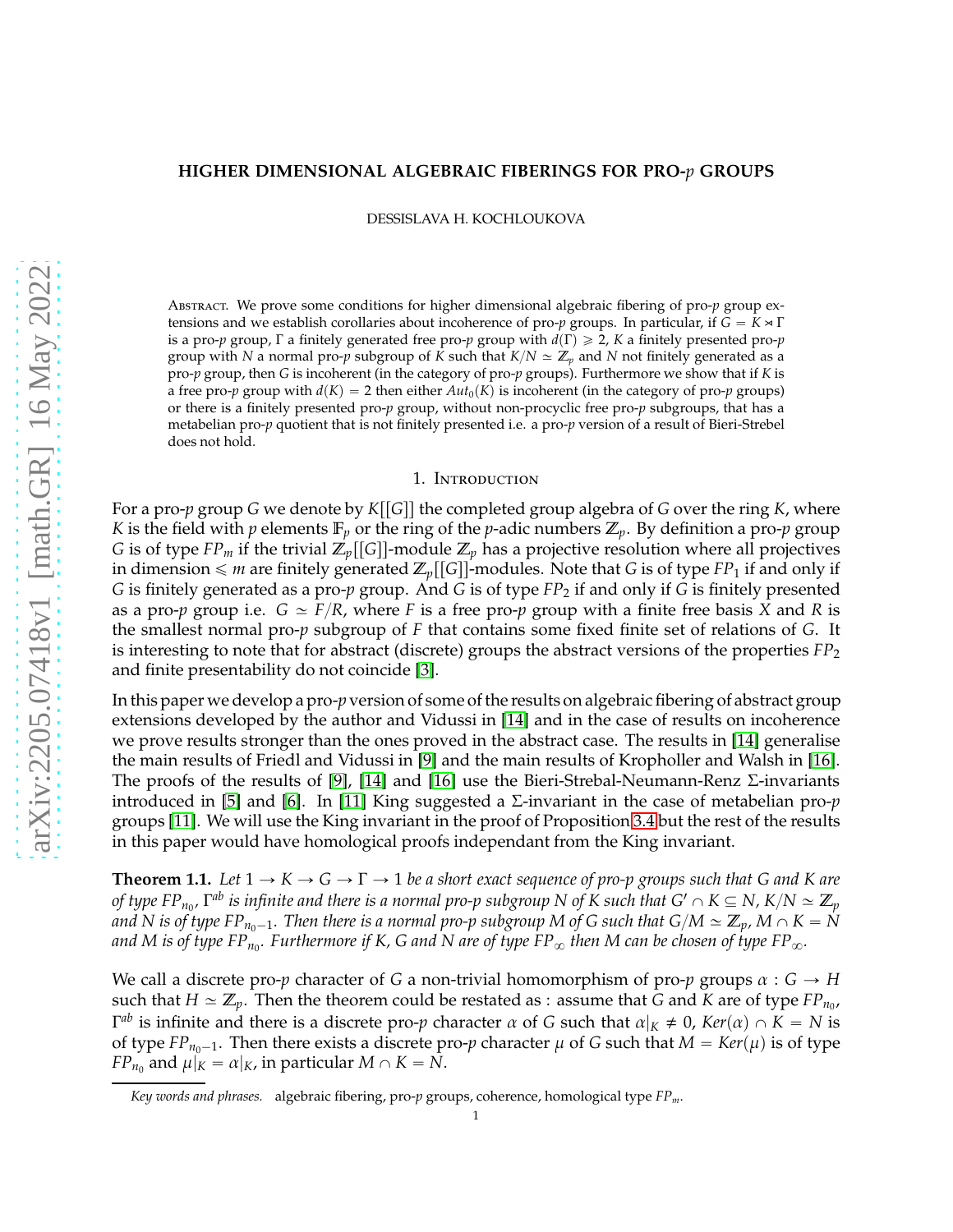# HIGHER DIMENSIONAL ALGEBRAIC FIBERINGS FOR PRO-$p$ GROUPS

DESSISLAVA H. KOCHLOUKOVA

ABSTRACT. We prove some conditions for higher dimensional algebraic fibering of pro-$p$ group extensions and we establish corollaries about incoherence of pro-$p$ groups. In particular, if $G = K \rtimes \Gamma$ is a pro-$p$ group, $\Gamma$ a finitely generated free pro-$p$ group with $d(\Gamma) \geqslant 2$, $K$ a finitely presented pro-$p$ group with $N$ a normal pro-$p$ subgroup of $K$ such that $K/N \simeq \mathbb{Z}_p$ and $N$ not finitely generated as a pro-$p$ group, then $G$ is incoherent (in the category of pro-$p$ groups). Furthermore we show that if $K$ is a free pro-$p$ group with $d(K) = 2$ then either $Aut_0(K)$ is incoherent (in the category of pro-$p$ groups) or there is a finitely presented pro-$p$ group, without non-procyclic free pro-$p$ subgroups, that has a metabelian pro-$p$ quotient that is not finitely presented i.e. a pro-$p$ version of a result of Bieri-Strebel does not hold.

## 1. INTRODUCTION

For a pro-$p$ group $G$ we denote by $K[[G]]$ the completed group algebra of $G$ over the ring $K$, where $K$ is the field with $p$ elements $\mathbb{F}_p$ or the ring of the $p$-adic numbers $\mathbb{Z}_p$. By definition a pro-$p$ group $G$ is of type $FP_m$ if the trivial $\mathbb{Z}_p[[G]]$-module $\mathbb{Z}_p$ has a projective resolution where all projectives in dimension $\leqslant m$ are finitely generated $\mathbb{Z}_p[[G]]$-modules. Note that $G$ is of type $FP_1$ if and only if $G$ is finitely generated as a pro-$p$ group. And $G$ is of type $FP_2$ if and only if $G$ is finitely presented as a pro-$p$ group i.e. $G \simeq F/R$, where $F$ is a free pro-$p$ group with a finite free basis $X$ and $R$ is the smallest normal pro-$p$ subgroup of $F$ that contains some fixed finite set of relations of $G$. It is interesting to note that for abstract (discrete) groups the abstract versions of the properties $FP_2$ and finite presentability do not coincide [3].

In this paper we develop a pro-$p$ version of some of the results on algebraic fibering of abstract group extensions developed by the author and Vidussi in [14] and in the case of results on incoherence we prove results stronger than the ones proved in the abstract case. The results in [14] generalise the main results of Friedl and Vidussi in [9] and the main results of Kropholler and Walsh in [16]. The proofs of the results of [9], [14] and [16] use the Bieri-Strebal-Neumann-Renz $\Sigma$-invariants introduced in [5] and [6]. In [11] King suggested a $\Sigma$-invariant in the case of metabelian pro-$p$ groups [11]. We will use the King invariant in the proof of Proposition 3.4 but the rest of the results in this paper would have homological proofs independant from the King invariant.

**Theorem 1.1.** *Let $1 \to K \to G \to \Gamma \to 1$ be a short exact sequence of pro-p groups such that $G$ and $K$ are of type $FP_{n_0}$, $\Gamma^{ab}$ is infinite and there is a normal pro-p subgroup $N$ of $K$ such that $G' \cap K \subseteq N$, $K/N \simeq \mathbb{Z}_p$ and $N$ is of type $FP_{n_0-1}$. Then there is a normal pro-p subgroup $M$ of $G$ such that $G/M \simeq \mathbb{Z}_p$, $M \cap K = N$ and $M$ is of type $FP_{n_0}$. Furthermore if $K$, $G$ and $N$ are of type $FP_\infty$ then $M$ can be chosen of type $FP_\infty$.*

We call a discrete pro-$p$ character of $G$ a non-trivial homomorphism of pro-$p$ groups $\alpha : G \to H$ such that $H \simeq \mathbb{Z}_p$. Then the theorem could be restated as : assume that $G$ and $K$ are of type $FP_{n_0}$, $\Gamma^{ab}$ is infinite and there is a discrete pro-$p$ character $\alpha$ of $G$ such that $\alpha|_K \neq 0$, $Ker(\alpha) \cap K = N$ is of type $FP_{n_0-1}$. Then there exists a discrete pro-$p$ character $\mu$ of $G$ such that $M = Ker(\mu)$ is of type $FP_{n_0}$ and $\mu|_K = \alpha|_K$, in particular $M \cap K = N$.

*Key words and phrases.* algebraic fibering, pro-$p$ groups, coherence, homological type $FP_m$.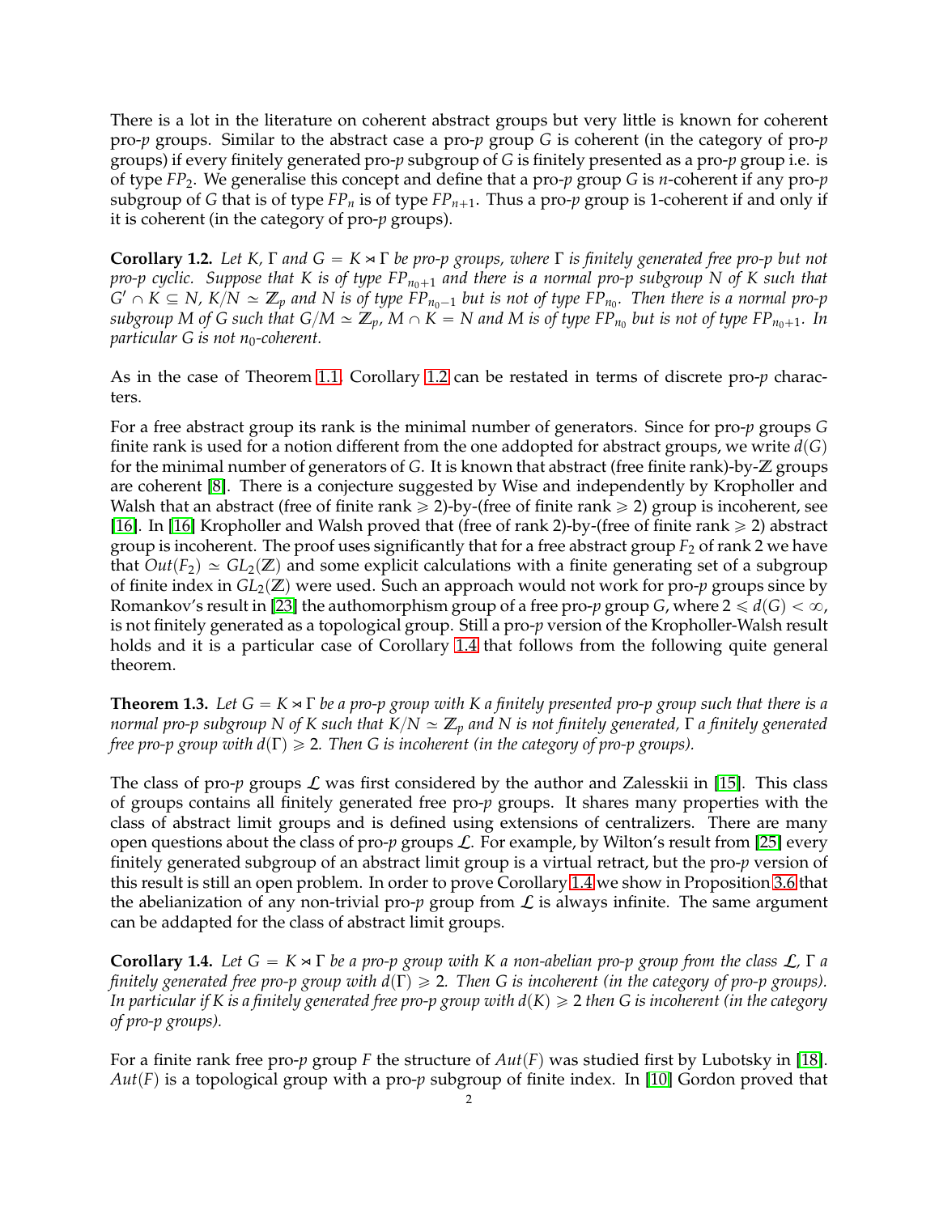There is a lot in the literature on coherent abstract groups but very little is known for coherent pro-$p$ groups. Similar to the abstract case a pro-$p$ group $G$ is coherent (in the category of pro-$p$ groups) if every finitely generated pro-$p$ subgroup of $G$ is finitely presented as a pro-$p$ group i.e. is of type $FP_2$. We generalise this concept and define that a pro-$p$ group $G$ is $n$-coherent if any pro-$p$ subgroup of $G$ that is of type $FP_n$ is of type $FP_{n+1}$. Thus a pro-$p$ group is 1-coherent if and only if it is coherent (in the category of pro-$p$ groups).

**Corollary 1.2.** *Let $K$, $\Gamma$ and $G = K \rtimes \Gamma$ be pro-$p$ groups, where $\Gamma$ is finitely generated free pro-$p$ but not pro-$p$ cyclic. Suppose that $K$ is of type $FP_{n_0+1}$ and there is a normal pro-$p$ subgroup $N$ of $K$ such that $G' \cap K \subseteq N$, $K/N \simeq \mathbb{Z}_p$ and $N$ is of type $FP_{n_0-1}$ but is not of type $FP_{n_0}$. Then there is a normal pro-$p$ subgroup $M$ of $G$ such that $G/M \simeq \mathbb{Z}_p$, $M \cap K = N$ and $M$ is of type $FP_{n_0}$ but is not of type $FP_{n_0+1}$. In particular $G$ is not $n_0$-coherent.*

As in the case of Theorem 1.1, Corollary 1.2 can be restated in terms of discrete pro-$p$ characters.

For a free abstract group its rank is the minimal number of generators. Since for pro-$p$ groups $G$ finite rank is used for a notion different from the one addopted for abstract groups, we write $d(G)$ for the minimal number of generators of $G$. It is known that abstract (free finite rank)-by-$\mathbb{Z}$ groups are coherent [8]. There is a conjecture suggested by Wise and independently by Kropholler and Walsh that an abstract (free of finite rank $\geqslant 2$)-by-(free of finite rank $\geqslant 2$) group is incoherent, see [16]. In [16] Kropholler and Walsh proved that (free of rank 2)-by-(free of finite rank $\geqslant 2$) abstract group is incoherent. The proof uses significantly that for a free abstract group $F_2$ of rank 2 we have that $Out(F_2) \simeq GL_2(\mathbb{Z})$ and some explicit calculations with a finite generating set of a subgroup of finite index in $GL_2(\mathbb{Z})$ were used. Such an approach would not work for pro-$p$ groups since by Romankov's result in [23] the authomorphism group of a free pro-$p$ group $G$, where $2 \leqslant d(G) < \infty$, is not finitely generated as a topological group. Still a pro-$p$ version of the Kropholler-Walsh result holds and it is a particular case of Corollary 1.4 that follows from the following quite general theorem.

**Theorem 1.3.** *Let $G = K \rtimes \Gamma$ be a pro-$p$ group with $K$ a finitely presented pro-$p$ group such that there is a normal pro-$p$ subgroup $N$ of $K$ such that $K/N \simeq \mathbb{Z}_p$ and $N$ is not finitely generated, $\Gamma$ a finitely generated free pro-$p$ group with $d(\Gamma) \geqslant 2$. Then $G$ is incoherent (in the category of pro-$p$ groups).*

The class of pro-$p$ groups $\mathcal{L}$ was first considered by the author and Zalesskii in [15]. This class of groups contains all finitely generated free pro-$p$ groups. It shares many properties with the class of abstract limit groups and is defined using extensions of centralizers. There are many open questions about the class of pro-$p$ groups $\mathcal{L}$. For example, by Wilton's result from [25] every finitely generated subgroup of an abstract limit group is a virtual retract, but the pro-$p$ version of this result is still an open problem. In order to prove Corollary 1.4 we show in Proposition 3.6 that the abelianization of any non-trivial pro-$p$ group from $\mathcal{L}$ is always infinite. The same argument can be addapted for the class of abstract limit groups.

**Corollary 1.4.** *Let $G = K \rtimes \Gamma$ be a pro-$p$ group with $K$ a non-abelian pro-$p$ group from the class $\mathcal{L}$, $\Gamma$ a finitely generated free pro-$p$ group with $d(\Gamma) \geqslant 2$. Then $G$ is incoherent (in the category of pro-$p$ groups). In particular if $K$ is a finitely generated free pro-$p$ group with $d(K) \geqslant 2$ then $G$ is incoherent (in the category of pro-$p$ groups).*

For a finite rank free pro-$p$ group $F$ the structure of $Aut(F)$ was studied first by Lubotsky in [18]. $Aut(F)$ is a topological group with a pro-$p$ subgroup of finite index. In [10] Gordon proved that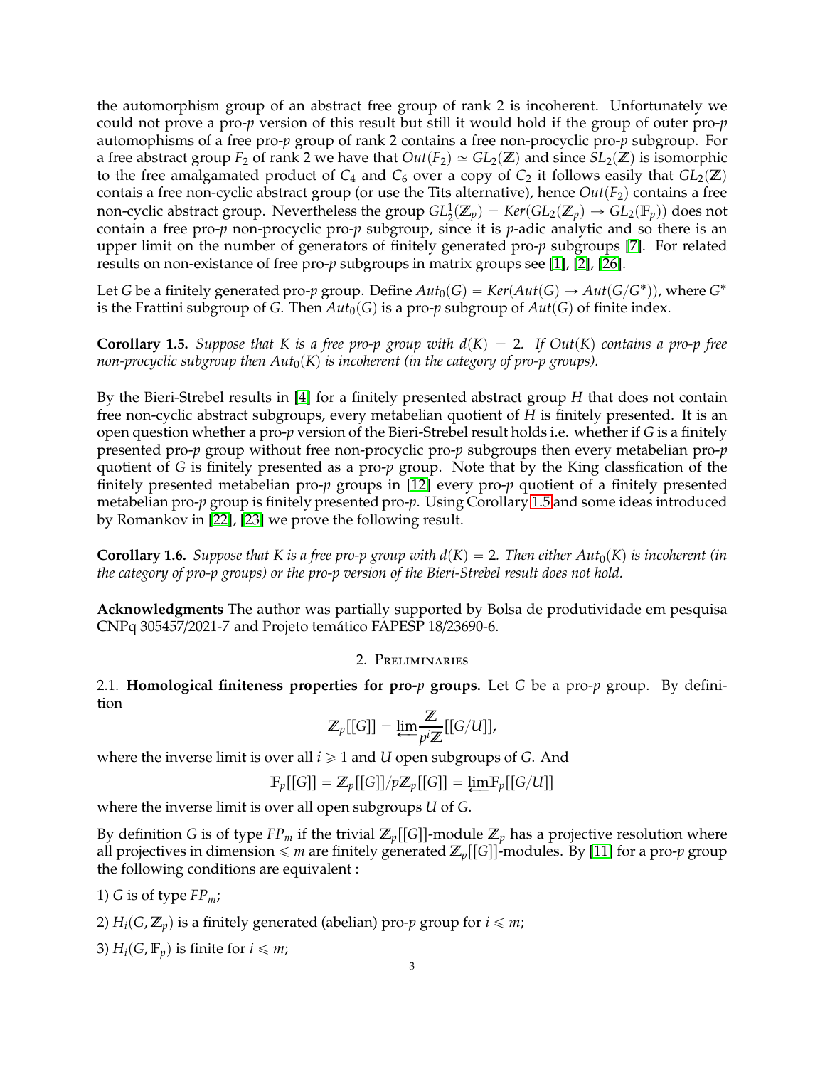the automorphism group of an abstract free group of rank 2 is incoherent. Unfortunately we could not prove a pro-$p$ version of this result but still it would hold if the group of outer pro-$p$ automophisms of a free pro-$p$ group of rank 2 contains a free non-procyclic pro-$p$ subgroup. For a free abstract group $F_2$ of rank 2 we have that $Out(F_2) \simeq GL_2(\mathbb{Z})$ and since $SL_2(\mathbb{Z})$ is isomorphic to the free amalgamated product of $C_4$ and $C_6$ over a copy of $C_2$ it follows easily that $GL_2(\mathbb{Z})$ contais a free non-cyclic abstract group (or use the Tits alternative), hence $Out(F_2)$ contains a free non-cyclic abstract group. Nevertheless the group $GL_2^1(\mathbb{Z}_p) = Ker(GL_2(\mathbb{Z}_p) \to GL_2(\mathbb{F}_p))$ does not contain a free pro-$p$ non-procyclic pro-$p$ subgroup, since it is $p$-adic analytic and so there is an upper limit on the number of generators of finitely generated pro-$p$ subgroups [7]. For related results on non-existance of free pro-$p$ subgroups in matrix groups see [1], [2], [26].

Let $G$ be a finitely generated pro-$p$ group. Define $Aut_0(G) = Ker(Aut(G) \to Aut(G/G^*))$, where $G^*$ is the Frattini subgroup of $G$. Then $Aut_0(G)$ is a pro-$p$ subgroup of $Aut(G)$ of finite index.

**Corollary 1.5.** *Suppose that $K$ is a free pro-$p$ group with $d(K) = 2$. If $Out(K)$ contains a pro-$p$ free non-procyclic subgroup then $Aut_0(K)$ is incoherent (in the category of pro-$p$ groups).*

By the Bieri-Strebel results in [4] for a finitely presented abstract group $H$ that does not contain free non-cyclic abstract subgroups, every metabelian quotient of $H$ is finitely presented. It is an open question whether a pro-$p$ version of the Bieri-Strebel result holds i.e. whether if $G$ is a finitely presented pro-$p$ group without free non-procyclic pro-$p$ subgroups then every metabelian pro-$p$ quotient of $G$ is finitely presented as a pro-$p$ group. Note that by the King classfication of the finitely presented metabelian pro-$p$ groups in [12] every pro-$p$ quotient of a finitely presented metabelian pro-$p$ group is finitely presented pro-$p$. Using Corollary 1.5 and some ideas introduced by Romankov in [22], [23] we prove the following result.

**Corollary 1.6.** *Suppose that $K$ is a free pro-$p$ group with $d(K) = 2$. Then either $Aut_0(K)$ is incoherent (in the category of pro-$p$ groups) or the pro-$p$ version of the Bieri-Strebel result does not hold.*

**Acknowledgments** The author was partially supported by Bolsa de produtividade em pesquisa CNPq 305457/2021-7 and Projeto temático FAPESP 18/23690-6.

## 2. Preliminaries

2.1. **Homological finiteness properties for pro-$p$ groups.** Let $G$ be a pro-$p$ group. By definition

$$\mathbb{Z}_p[[G]] = \varprojlim \frac{\mathbb{Z}}{p^i\mathbb{Z}}[[G/U]],$$

where the inverse limit is over all $i \geqslant 1$ and $U$ open subgroups of $G$. And

$$\mathbb{F}_p[[G]] = \mathbb{Z}_p[[G]]/p\mathbb{Z}_p[[G]] = \varprojlim \mathbb{F}_p[[G/U]]$$

where the inverse limit is over all open subgroups $U$ of $G$.

By definition $G$ is of type $FP_m$ if the trivial $\mathbb{Z}_p[[G]]$-module $\mathbb{Z}_p$ has a projective resolution where all projectives in dimension $\leqslant m$ are finitely generated $\mathbb{Z}_p[[G]]$-modules. By [11] for a pro-$p$ group the following conditions are equivalent :

1) $G$ is of type $FP_m$;

2) $H_i(G, \mathbb{Z}_p)$ is a finitely generated (abelian) pro-$p$ group for $i \leqslant m$;

3) $H_i(G, \mathbb{F}_p)$ is finite for $i \leqslant m$;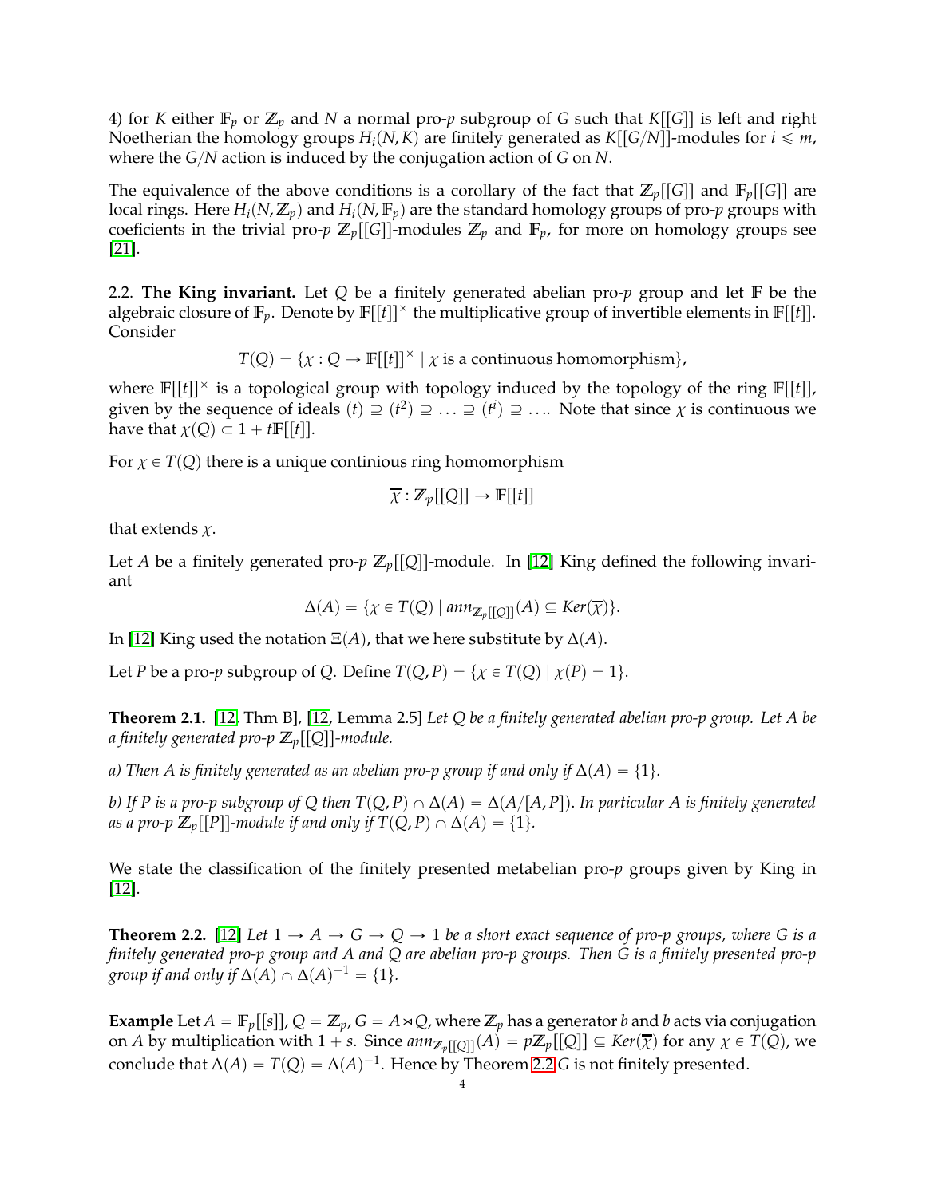4) for $K$ either $\mathbb{F}_p$ or $\mathbb{Z}_p$ and $N$ a normal pro-$p$ subgroup of $G$ such that $K[[G]]$ is left and right Noetherian the homology groups $H_i(N, K)$ are finitely generated as $K[[G/N]]$-modules for $i \leqslant m$, where the $G/N$ action is induced by the conjugation action of $G$ on $N$.

The equivalence of the above conditions is a corollary of the fact that $\mathbb{Z}_p[[G]]$ and $\mathbb{F}_p[[G]]$ are local rings. Here $H_i(N, \mathbb{Z}_p)$ and $H_i(N, \mathbb{F}_p)$ are the standard homology groups of pro-$p$ groups with coeficients in the trivial pro-$p$ $\mathbb{Z}_p[[G]]$-modules $\mathbb{Z}_p$ and $\mathbb{F}_p$, for more on homology groups see [21].

2.2. **The King invariant.** Let $Q$ be a finitely generated abelian pro-$p$ group and let $\mathbb{F}$ be the algebraic closure of $\mathbb{F}_p$. Denote by $\mathbb{F}[[t]]^\times$ the multiplicative group of invertible elements in $\mathbb{F}[[t]]$. Consider

$$T(Q) = \{\chi : Q \to \mathbb{F}[[t]]^\times \mid \chi \text{ is a continuous homomorphism}\},$$

where $\mathbb{F}[[t]]^\times$ is a topological group with topology induced by the topology of the ring $\mathbb{F}[[t]]$, given by the sequence of ideals $(t) \supseteq (t^2) \supseteq \ldots \supseteq (t^i) \supseteq \ldots$. Note that since $\chi$ is continuous we have that $\chi(Q) \subset 1 + t\mathbb{F}[[t]]$.

For $\chi \in T(Q)$ there is a unique continious ring homomorphism

$$\overline{\chi} : \mathbb{Z}_p[[Q]] \to \mathbb{F}[[t]]$$

that extends $\chi$.

Let $A$ be a finitely generated pro-$p$ $\mathbb{Z}_p[[Q]]$-module. In [12] King defined the following invariant

$$\Delta(A) = \{\chi \in T(Q) \mid ann_{\mathbb{Z}_p[[Q]]}(A) \subseteq Ker(\overline{\chi})\}.$$

In [12] King used the notation $\Xi(A)$, that we here substitute by $\Delta(A)$.

Let $P$ be a pro-$p$ subgroup of $Q$. Define $T(Q, P) = \{\chi \in T(Q) \mid \chi(P) = 1\}$.

**Theorem 2.1.** [12, Thm B], [12, Lemma 2.5] *Let $Q$ be a finitely generated abelian pro-$p$ group. Let $A$ be a finitely generated pro-$p$ $\mathbb{Z}_p[[Q]]$-module.*

*a) Then $A$ is finitely generated as an abelian pro-$p$ group if and only if $\Delta(A) = \{1\}$.*

*b) If $P$ is a pro-$p$ subgroup of $Q$ then $T(Q, P) \cap \Delta(A) = \Delta(A/[A, P])$. In particular $A$ is finitely generated as a pro-$p$ $\mathbb{Z}_p[[P]]$-module if and only if $T(Q, P) \cap \Delta(A) = \{1\}$.*

We state the classification of the finitely presented metabelian pro-$p$ groups given by King in [12].

**Theorem 2.2.** [12] *Let $1 \to A \to G \to Q \to 1$ be a short exact sequence of pro-$p$ groups, where $G$ is a finitely generated pro-$p$ group and $A$ and $Q$ are abelian pro-$p$ groups. Then $G$ is a finitely presented pro-$p$ group if and only if $\Delta(A) \cap \Delta(A)^{-1} = \{1\}$.*

**Example** Let $A = \mathbb{F}_p[[s]]$, $Q = \mathbb{Z}_p$, $G = A \rtimes Q$, where $\mathbb{Z}_p$ has a generator $b$ and $b$ acts via conjugation on $A$ by multiplication with $1 + s$. Since $ann_{\mathbb{Z}_p[[Q]]}(A) = p\mathbb{Z}_p[[Q]] \subseteq Ker(\overline{\chi})$ for any $\chi \in T(Q)$, we conclude that $\Delta(A) = T(Q) = \Delta(A)^{-1}$. Hence by Theorem 2.2 $G$ is not finitely presented.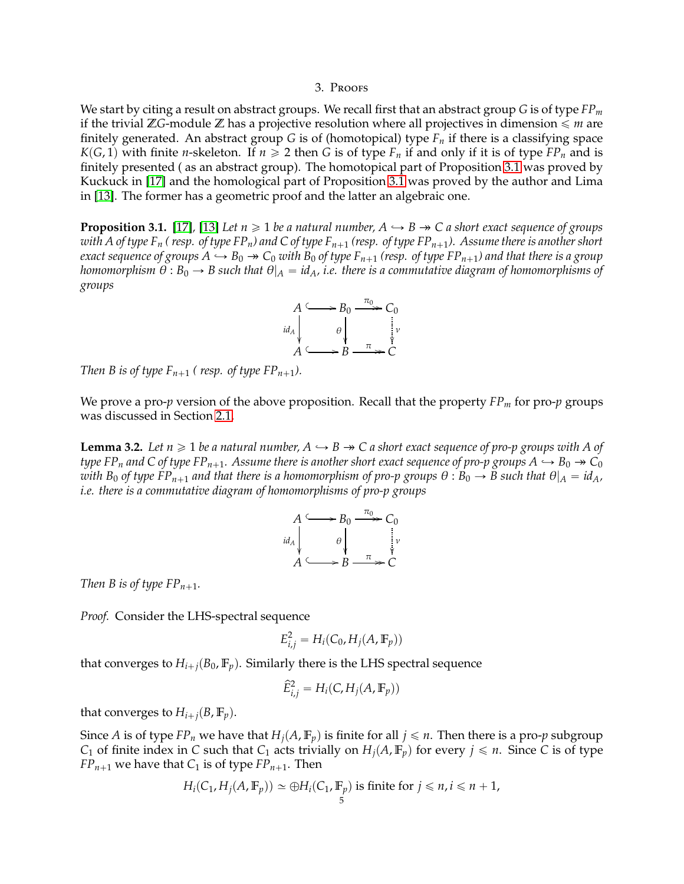## 3. Proofs

We start by citing a result on abstract groups. We recall first that an abstract group $G$ is of type $FP_m$ if the trivial $\mathbb{Z}G$-module $\mathbb{Z}$ has a projective resolution where all projectives in dimension $\leqslant m$ are finitely generated. An abstract group $G$ is of (homotopical) type $F_n$ if there is a classifying space $K(G,1)$ with finite $n$-skeleton. If $n \geqslant 2$ then $G$ is of type $F_n$ if and only if it is of type $FP_n$ and is finitely presented ( as an abstract group). The homotopical part of Proposition 3.1 was proved by Kuckuck in [17] and the homological part of Proposition 3.1 was proved by the author and Lima in [13]. The former has a geometric proof and the latter an algebraic one.

**Proposition 3.1.** [17], [13] *Let $n \geqslant 1$ be a natural number, $A \hookrightarrow B \twoheadrightarrow C$ a short exact sequence of groups with $A$ of type $F_n$ ( resp. of type $FP_n$) and $C$ of type $F_{n+1}$ (resp. of type $FP_{n+1}$). Assume there is another short exact sequence of groups $A \hookrightarrow B_0 \twoheadrightarrow C_0$ with $B_0$ of type $F_{n+1}$ (resp. of type $FP_{n+1}$) and that there is a group homomorphism $\theta : B_0 \to B$ such that $\theta|_A = id_A$, i.e. there is a commutative diagram of homomorphisms of groups*

$$\begin{array}{ccccc} A & \hookrightarrow & B_0 & \overset{\pi_0}{\twoheadrightarrow} & C_0 \\ \downarrow{\scriptstyle id_A} & & \downarrow{\scriptstyle \theta} & & \vdots{\scriptstyle \nu} \\ A & \hookrightarrow & B & \overset{\pi}{\twoheadrightarrow} & C \end{array}$$

*Then $B$ is of type $F_{n+1}$ ( resp. of type $FP_{n+1}$).*

We prove a pro-$p$ version of the above proposition. Recall that the property $FP_m$ for pro-$p$ groups was discussed in Section 2.1.

**Lemma 3.2.** *Let $n \geqslant 1$ be a natural number, $A \hookrightarrow B \twoheadrightarrow C$ a short exact sequence of pro-$p$ groups with $A$ of type $FP_n$ and $C$ of type $FP_{n+1}$. Assume there is another short exact sequence of pro-$p$ groups $A \hookrightarrow B_0 \twoheadrightarrow C_0$ with $B_0$ of type $FP_{n+1}$ and that there is a homomorphism of pro-$p$ groups $\theta : B_0 \to B$ such that $\theta|_A = id_A$, i.e. there is a commutative diagram of homomorphisms of pro-$p$ groups*

$$\begin{array}{ccccc} A & \hookrightarrow & B_0 & \overset{\pi_0}{\twoheadrightarrow} & C_0 \\ \downarrow{\scriptstyle id_A} & & \downarrow{\scriptstyle \theta} & & \vdots{\scriptstyle \nu} \\ A & \hookrightarrow & B & \overset{\pi}{\twoheadrightarrow} & C \end{array}$$

*Then $B$ is of type $FP_{n+1}$.*

*Proof.* Consider the LHS-spectral sequence

$$E^2_{i,j} = H_i(C_0, H_j(A, \mathbb{F}_p))$$

that converges to $H_{i+j}(B_0, \mathbb{F}_p)$. Similarly there is the LHS spectral sequence

$$\widehat{E}^2_{i,j} = H_i(C, H_j(A, \mathbb{F}_p))$$

that converges to $H_{i+j}(B, \mathbb{F}_p)$.

Since $A$ is of type $FP_n$ we have that $H_j(A, \mathbb{F}_p)$ is finite for all $j \leqslant n$. Then there is a pro-$p$ subgroup $C_1$ of finite index in $C$ such that $C_1$ acts trivially on $H_j(A, \mathbb{F}_p)$ for every $j \leqslant n$. Since $C$ is of type $FP_{n+1}$ we have that $C_1$ is of type $FP_{n+1}$. Then

$$H_i(C_1, H_j(A, \mathbb{F}_p)) \simeq \oplus H_i(C_1, \mathbb{F}_p) \text{ is finite for } j \leqslant n, i \leqslant n+1,$$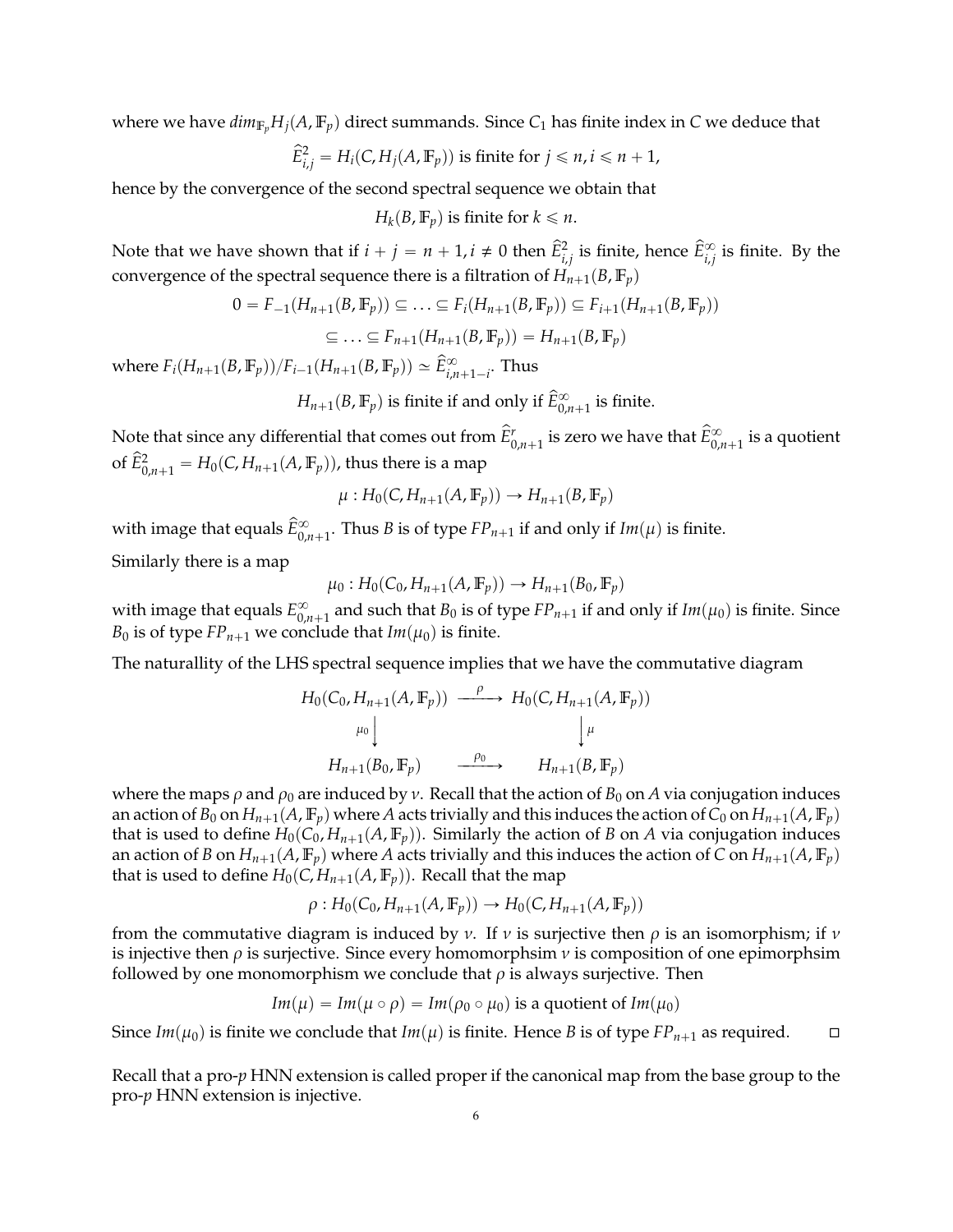where we have $dim_{\mathbb{F}_p} H_j(A, \mathbb{F}_p)$ direct summands. Since $C_1$ has finite index in $C$ we deduce that

$$\widehat{E}^2_{i,j} = H_i(C, H_j(A, \mathbb{F}_p)) \text{ is finite for } j \leqslant n, i \leqslant n+1,$$

hence by the convergence of the second spectral sequence we obtain that

$$H_k(B, \mathbb{F}_p) \text{ is finite for } k \leqslant n.$$

Note that we have shown that if $i + j = n+1, i \neq 0$ then $\widehat{E}^2_{i,j}$ is finite, hence $\widehat{E}^\infty_{i,j}$ is finite. By the convergence of the spectral sequence there is a filtration of $H_{n+1}(B, \mathbb{F}_p)$

$$0 = F_{-1}(H_{n+1}(B, \mathbb{F}_p)) \subseteq \ldots \subseteq F_i(H_{n+1}(B, \mathbb{F}_p)) \subseteq F_{i+1}(H_{n+1}(B, \mathbb{F}_p))$$
$$\subseteq \ldots \subseteq F_{n+1}(H_{n+1}(B, \mathbb{F}_p)) = H_{n+1}(B, \mathbb{F}_p)$$

where $F_i(H_{n+1}(B, \mathbb{F}_p))/F_{i-1}(H_{n+1}(B, \mathbb{F}_p)) \simeq \widehat{E}^\infty_{i,n+1-i}$. Thus

$$H_{n+1}(B, \mathbb{F}_p) \text{ is finite if and only if } \widehat{E}^\infty_{0,n+1} \text{ is finite.}$$

Note that since any differential that comes out from $\widehat{E}^r_{0,n+1}$ is zero we have that $\widehat{E}^\infty_{0,n+1}$ is a quotient of $\widehat{E}^2_{0,n+1} = H_0(C, H_{n+1}(A, \mathbb{F}_p))$, thus there is a map

$$\mu : H_0(C, H_{n+1}(A, \mathbb{F}_p)) \to H_{n+1}(B, \mathbb{F}_p)$$

with image that equals $\widehat{E}^\infty_{0,n+1}$. Thus $B$ is of type $FP_{n+1}$ if and only if $Im(\mu)$ is finite.

Similarly there is a map

$$\mu_0 : H_0(C_0, H_{n+1}(A, \mathbb{F}_p)) \to H_{n+1}(B_0, \mathbb{F}_p)$$

with image that equals $E^\infty_{0,n+1}$ and such that $B_0$ is of type $FP_{n+1}$ if and only if $Im(\mu_0)$ is finite. Since $B_0$ is of type $FP_{n+1}$ we conclude that $Im(\mu_0)$ is finite.

The naturallity of the LHS spectral sequence implies that we have the commutative diagram

$$\begin{array}{ccc} H_0(C_0, H_{n+1}(A, \mathbb{F}_p)) & \xrightarrow{\rho} & H_0(C, H_{n+1}(A, \mathbb{F}_p)) \\ \mu_0 \downarrow & & \downarrow \mu \\ H_{n+1}(B_0, \mathbb{F}_p) & \xrightarrow{\rho_0} & H_{n+1}(B, \mathbb{F}_p) \end{array}$$

where the maps $\rho$ and $\rho_0$ are induced by $\nu$. Recall that the action of $B_0$ on $A$ via conjugation induces an action of $B_0$ on $H_{n+1}(A, \mathbb{F}_p)$ where $A$ acts trivially and this induces the action of $C_0$ on $H_{n+1}(A, \mathbb{F}_p)$ that is used to define $H_0(C_0, H_{n+1}(A, \mathbb{F}_p))$. Similarly the action of $B$ on $A$ via conjugation induces an action of $B$ on $H_{n+1}(A, \mathbb{F}_p)$ where $A$ acts trivially and this induces the action of $C$ on $H_{n+1}(A, \mathbb{F}_p)$ that is used to define $H_0(C, H_{n+1}(A, \mathbb{F}_p))$. Recall that the map

$$\rho : H_0(C_0, H_{n+1}(A, \mathbb{F}_p)) \to H_0(C, H_{n+1}(A, \mathbb{F}_p))$$

from the commutative diagram is induced by $\nu$. If $\nu$ is surjective then $\rho$ is an isomorphism; if $\nu$ is injective then $\rho$ is surjective. Since every homomorphsim $\nu$ is composition of one epimorphsim followed by one monomorphism we conclude that $\rho$ is always surjective. Then

$$Im(\mu) = Im(\mu \circ \rho) = Im(\rho_0 \circ \mu_0) \text{ is a quotient of } Im(\mu_0)$$

Since $Im(\mu_0)$ is finite we conclude that $Im(\mu)$ is finite. Hence $B$ is of type $FP_{n+1}$ as required. □

Recall that a pro-$p$ HNN extension is called proper if the canonical map from the base group to the pro-$p$ HNN extension is injective.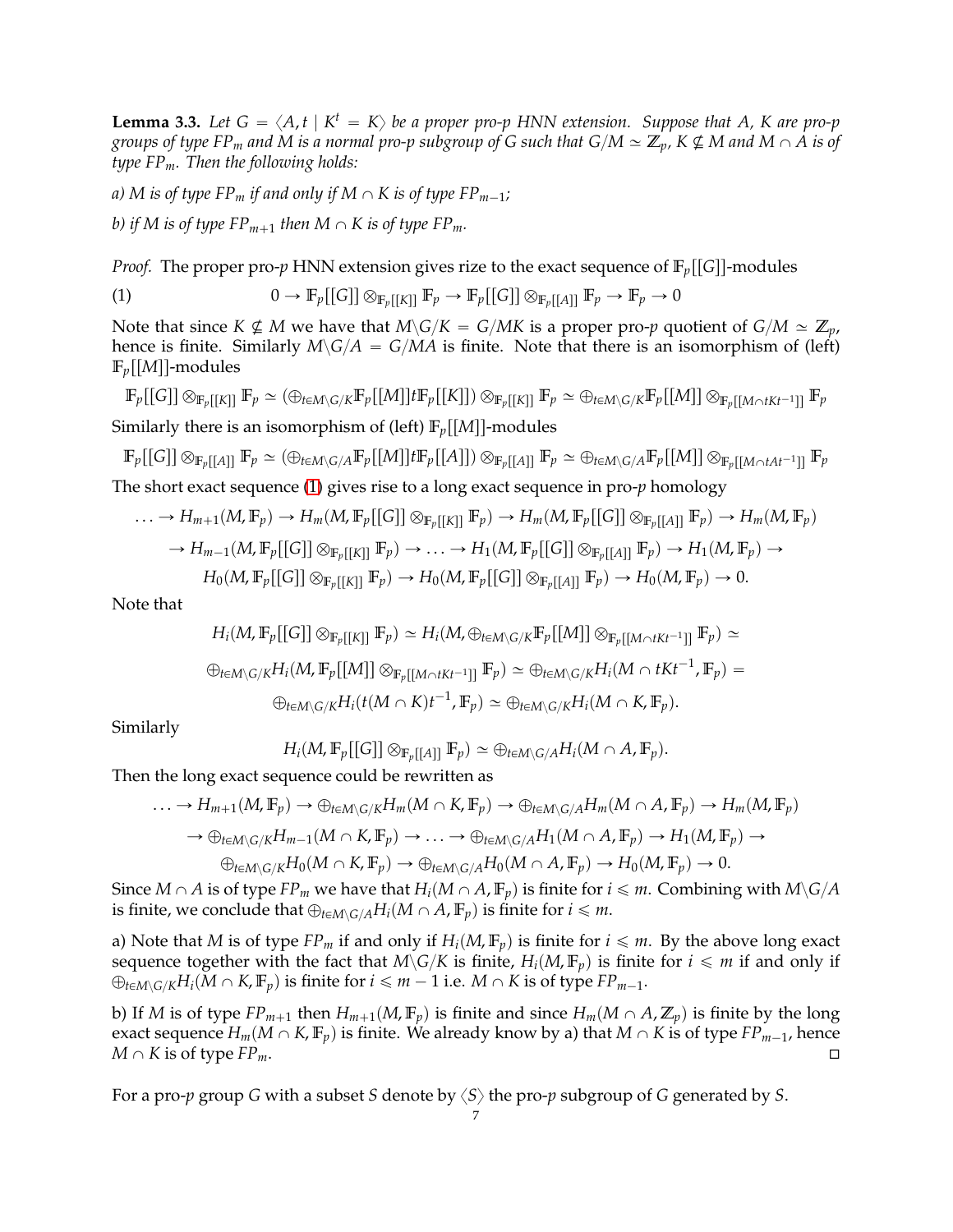**Lemma 3.3.** *Let $G = \langle A, t \mid K^t = K\rangle$ be a proper pro-$p$ HNN extension. Suppose that $A$, $K$ are pro-$p$ groups of type $FP_m$ and $M$ is a normal pro-$p$ subgroup of $G$ such that $G/M \simeq \mathbb{Z}_p$, $K \not\subseteq M$ and $M \cap A$ is of type $FP_m$. Then the following holds:*

*a) $M$ is of type $FP_m$ if and only if $M \cap K$ is of type $FP_{m-1}$;*

*b) if $M$ is of type $FP_{m+1}$ then $M \cap K$ is of type $FP_m$.*

*Proof.* The proper pro-$p$ HNN extension gives rize to the exact sequence of $\mathbb{F}_p[[G]]$-modules

$$0 \to \mathbb{F}_p[[G]] \otimes_{\mathbb{F}_p[[K]]} \mathbb{F}_p \to \mathbb{F}_p[[G]] \otimes_{\mathbb{F}_p[[A]]} \mathbb{F}_p \to \mathbb{F}_p \to 0 \tag{1}$$

Note that since $K \not\subseteq M$ we have that $M\backslash G/K = G/MK$ is a proper pro-$p$ quotient of $G/M \simeq \mathbb{Z}_p$, hence is finite. Similarly $M\backslash G/A = G/MA$ is finite. Note that there is an isomorphism of (left) $\mathbb{F}_p[[M]]$-modules

$$\mathbb{F}_p[[G]] \otimes_{\mathbb{F}_p[[K]]} \mathbb{F}_p \simeq (\oplus_{t \in M\backslash G/K} \mathbb{F}_p[[M]] t \mathbb{F}_p[[K]]) \otimes_{\mathbb{F}_p[[K]]} \mathbb{F}_p \simeq \oplus_{t \in M\backslash G/K} \mathbb{F}_p[[M]] \otimes_{\mathbb{F}_p[[M \cap tKt^{-1}]]} \mathbb{F}_p$$

Similarly there is an isomorphism of (left) $\mathbb{F}_p[[M]]$-modules

$$\mathbb{F}_p[[G]] \otimes_{\mathbb{F}_p[[A]]} \mathbb{F}_p \simeq (\oplus_{t \in M\backslash G/A} \mathbb{F}_p[[M]] t \mathbb{F}_p[[A]]) \otimes_{\mathbb{F}_p[[A]]} \mathbb{F}_p \simeq \oplus_{t \in M\backslash G/A} \mathbb{F}_p[[M]] \otimes_{\mathbb{F}_p[[M \cap tAt^{-1}]]} \mathbb{F}_p$$

The short exact sequence (1) gives rise to a long exact sequence in pro-$p$ homology

$$\ldots \to H_{m+1}(M, \mathbb{F}_p) \to H_m(M, \mathbb{F}_p[[G]] \otimes_{\mathbb{F}_p[[K]]} \mathbb{F}_p) \to H_m(M, \mathbb{F}_p[[G]] \otimes_{\mathbb{F}_p[[A]]} \mathbb{F}_p) \to H_m(M, \mathbb{F}_p)$$
$$\to H_{m-1}(M, \mathbb{F}_p[[G]] \otimes_{\mathbb{F}_p[[K]]} \mathbb{F}_p) \to \ldots \to H_1(M, \mathbb{F}_p[[G]] \otimes_{\mathbb{F}_p[[A]]} \mathbb{F}_p) \to H_1(M, \mathbb{F}_p) \to$$
$$H_0(M, \mathbb{F}_p[[G]] \otimes_{\mathbb{F}_p[[K]]} \mathbb{F}_p) \to H_0(M, \mathbb{F}_p[[G]] \otimes_{\mathbb{F}_p[[A]]} \mathbb{F}_p) \to H_0(M, \mathbb{F}_p) \to 0.$$

Note that

$$H_i(M, \mathbb{F}_p[[G]] \otimes_{\mathbb{F}_p[[K]]} \mathbb{F}_p) \simeq H_i(M, \oplus_{t \in M\backslash G/K} \mathbb{F}_p[[M]] \otimes_{\mathbb{F}_p[[M \cap tKt^{-1}]]} \mathbb{F}_p) \simeq$$
$$\oplus_{t \in M\backslash G/K} H_i(M, \mathbb{F}_p[[M]] \otimes_{\mathbb{F}_p[[M \cap tKt^{-1}]]} \mathbb{F}_p) \simeq \oplus_{t \in M\backslash G/K} H_i(M \cap tKt^{-1}, \mathbb{F}_p) =$$
$$\oplus_{t \in M\backslash G/K} H_i(t(M \cap K)t^{-1}, \mathbb{F}_p) \simeq \oplus_{t \in M\backslash G/K} H_i(M \cap K, \mathbb{F}_p).$$

Similarly

$$H_i(M, \mathbb{F}_p[[G]] \otimes_{\mathbb{F}_p[[A]]} \mathbb{F}_p) \simeq \oplus_{t \in M\backslash G/A} H_i(M \cap A, \mathbb{F}_p).$$

Then the long exact sequence could be rewritten as

$$\ldots \to H_{m+1}(M, \mathbb{F}_p) \to \oplus_{t \in M\backslash G/K} H_m(M \cap K, \mathbb{F}_p) \to \oplus_{t \in M\backslash G/A} H_m(M \cap A, \mathbb{F}_p) \to H_m(M, \mathbb{F}_p)$$
$$\to \oplus_{t \in M\backslash G/K} H_{m-1}(M \cap K, \mathbb{F}_p) \to \ldots \to \oplus_{t \in M\backslash G/A} H_1(M \cap A, \mathbb{F}_p) \to H_1(M, \mathbb{F}_p) \to$$
$$\oplus_{t \in M\backslash G/K} H_0(M \cap K, \mathbb{F}_p) \to \oplus_{t \in M\backslash G/A} H_0(M \cap A, \mathbb{F}_p) \to H_0(M, \mathbb{F}_p) \to 0.$$

Since $M \cap A$ is of type $FP_m$ we have that $H_i(M \cap A, \mathbb{F}_p)$ is finite for $i \leqslant m$. Combining with $M\backslash G/A$ is finite, we conclude that $\oplus_{t \in M\backslash G/A} H_i(M \cap A, \mathbb{F}_p)$ is finite for $i \leqslant m$.

a) Note that $M$ is of type $FP_m$ if and only if $H_i(M, \mathbb{F}_p)$ is finite for $i \leqslant m$. By the above long exact sequence together with the fact that $M\backslash G/K$ is finite, $H_i(M, \mathbb{F}_p)$ is finite for $i \leqslant m$ if and only if $\oplus_{t \in M\backslash G/K} H_i(M \cap K, \mathbb{F}_p)$ is finite for $i \leqslant m-1$ i.e. $M \cap K$ is of type $FP_{m-1}$.

b) If $M$ is of type $FP_{m+1}$ then $H_{m+1}(M, \mathbb{F}_p)$ is finite and since $H_m(M \cap A, \mathbb{Z}_p)$ is finite by the long exact sequence $H_m(M \cap K, \mathbb{F}_p)$ is finite. We already know by a) that $M \cap K$ is of type $FP_{m-1}$, hence $M \cap K$ is of type $FP_m$. □

For a pro-$p$ group $G$ with a subset $S$ denote by $\langle S \rangle$ the pro-$p$ subgroup of $G$ generated by $S$.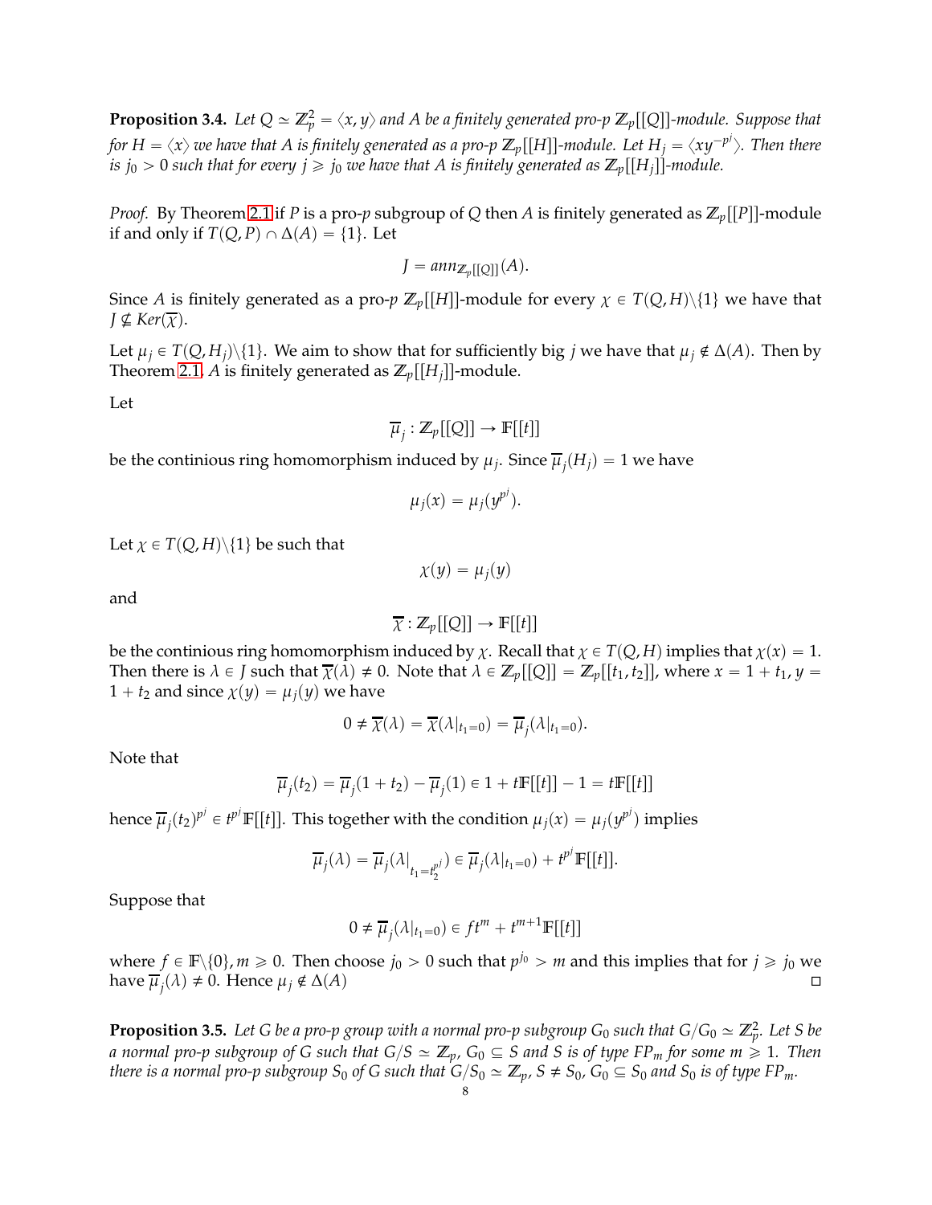**Proposition 3.4.** *Let $Q \simeq \mathbb{Z}_p^2 = \langle x, y \rangle$ and $A$ be a finitely generated pro-p $\mathbb{Z}_p[[Q]]$-module. Suppose that for $H = \langle x \rangle$ we have that $A$ is finitely generated as a pro-p $\mathbb{Z}_p[[H]]$-module. Let $H_j = \langle xy^{-p^j} \rangle$. Then there is $j_0 > 0$ such that for every $j \geqslant j_0$ we have that $A$ is finitely generated as $\mathbb{Z}_p[[H_j]]$-module.*

*Proof.* By Theorem 2.1 if $P$ is a pro-$p$ subgroup of $Q$ then $A$ is finitely generated as $\mathbb{Z}_p[[P]]$-module if and only if $T(Q, P) \cap \Delta(A) = \{1\}$. Let

$$J = ann_{\mathbb{Z}_p[[Q]]}(A).$$

Since $A$ is finitely generated as a pro-$p$ $\mathbb{Z}_p[[H]]$-module for every $\chi \in T(Q, H) \backslash \{1\}$ we have that $J \not\subseteq Ker(\overline{\chi})$.

Let $\mu_j \in T(Q, H_j) \backslash \{1\}$. We aim to show that for sufficiently big $j$ we have that $\mu_j \notin \Delta(A)$. Then by Theorem 2.1, $A$ is finitely generated as $\mathbb{Z}_p[[H_j]]$-module.

Let

$$\overline{\mu}_j : \mathbb{Z}_p[[Q]] \to \mathbb{F}[[t]]$$

be the continious ring homomorphism induced by $\mu_j$. Since $\overline{\mu}_j(H_j) = 1$ we have

$$\mu_j(x) = \mu_j(y^{p^j}).$$

Let $\chi \in T(Q, H) \backslash \{1\}$ be such that

$$\chi(y) = \mu_j(y)$$

and

$$\overline{\chi} : \mathbb{Z}_p[[Q]] \to \mathbb{F}[[t]]$$

be the continious ring homomorphism induced by $\chi$. Recall that $\chi \in T(Q, H)$ implies that $\chi(x) = 1$. Then there is $\lambda \in J$ such that $\overline{\chi}(\lambda) \neq 0$. Note that $\lambda \in \mathbb{Z}_p[[Q]] = \mathbb{Z}_p[[t_1, t_2]]$, where $x = 1 + t_1$, $y = 1 + t_2$ and since $\chi(y) = \mu_j(y)$ we have

$$0 \neq \overline{\chi}(\lambda) = \overline{\chi}(\lambda|_{t_1=0}) = \overline{\mu}_j(\lambda|_{t_1=0}).$$

Note that

$$\overline{\mu}_j(t_2) = \overline{\mu}_j(1 + t_2) - \overline{\mu}_j(1) \in 1 + t\mathbb{F}[[t]] - 1 = t\mathbb{F}[[t]]$$

hence $\overline{\mu}_j(t_2)^{p^j} \in t^{p^j}\mathbb{F}[[t]]$. This together with the condition $\mu_j(x) = \mu_j(y^{p^j})$ implies

$$\overline{\mu}_j(\lambda) = \overline{\mu}_j(\lambda|_{t_1 = t_2^{p^j}}) \in \overline{\mu}_j(\lambda|_{t_1=0}) + t^{p^j}\mathbb{F}[[t]].$$

Suppose that

$$0 \neq \overline{\mu}_j(\lambda|_{t_1=0}) \in ft^m + t^{m+1}\mathbb{F}[[t]]$$

where $f \in \mathbb{F}\backslash\{0\}, m \geqslant 0$. Then choose $j_0 > 0$ such that $p^{j_0} > m$ and this implies that for $j \geqslant j_0$ we have $\overline{\mu}_j(\lambda) \neq 0$. Hence $\mu_j \notin \Delta(A)$ $\square$

**Proposition 3.5.** *Let $G$ be a pro-p group with a normal pro-p subgroup $G_0$ such that $G/G_0 \simeq \mathbb{Z}_p^2$. Let $S$ be a normal pro-p subgroup of $G$ such that $G/S \simeq \mathbb{Z}_p$, $G_0 \subseteq S$ and $S$ is of type $FP_m$ for some $m \geqslant 1$. Then there is a normal pro-p subgroup $S_0$ of $G$ such that $G/S_0 \simeq \mathbb{Z}_p$, $S \neq S_0$, $G_0 \subseteq S_0$ and $S_0$ is of type $FP_m$.*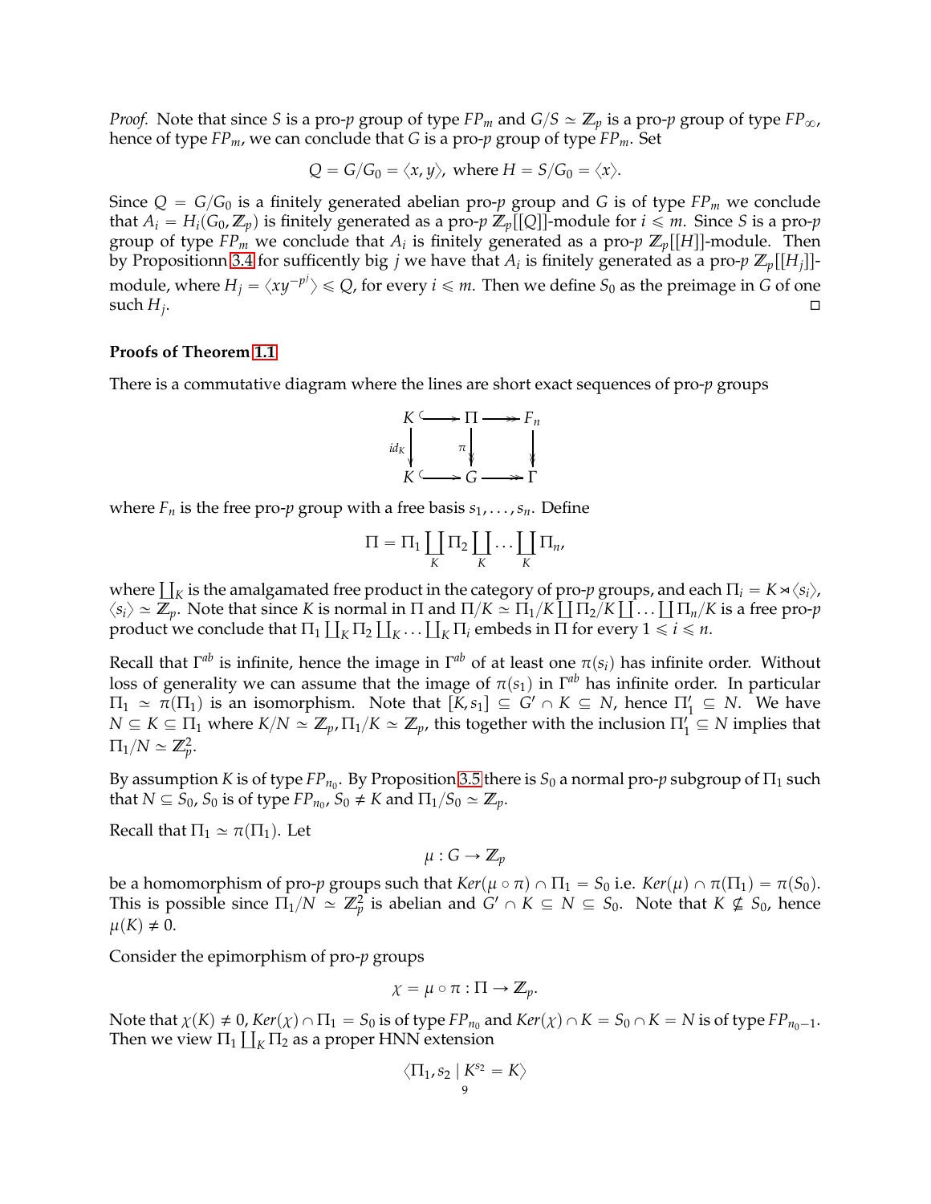*Proof.* Note that since $S$ is a pro-$p$ group of type $FP_m$ and $G/S \simeq \mathbb{Z}_p$ is a pro-$p$ group of type $FP_\infty$, hence of type $FP_m$, we can conclude that $G$ is a pro-$p$ group of type $FP_m$. Set

$$Q = G/G_0 = \langle x, y \rangle, \text{ where } H = S/G_0 = \langle x \rangle.$$

Since $Q = G/G_0$ is a finitely generated abelian pro-$p$ group and $G$ is of type $FP_m$ we conclude that $A_i = H_i(G_0, \mathbb{Z}_p)$ is finitely generated as a pro-$p$ $\mathbb{Z}_p[[Q]]$-module for $i \leqslant m$. Since $S$ is a pro-$p$ group of type $FP_m$ we conclude that $A_i$ is finitely generated as a pro-$p$ $\mathbb{Z}_p[[H]]$-module. Then by Propositionn 3.4 for sufficently big $j$ we have that $A_i$ is finitely generated as a pro-$p$ $\mathbb{Z}_p[[H_j]]$-module, where $H_j = \langle xy^{-p^j} \rangle \leqslant Q$, for every $i \leqslant m$. Then we define $S_0$ as the preimage in $G$ of one such $H_j$. $\square$

**Proofs of Theorem 1.1**

There is a commutative diagram where the lines are short exact sequences of pro-$p$ groups

$$\begin{array}{ccccc} K & \hookrightarrow & \Pi & \twoheadrightarrow & F_n \\ \downarrow id_K & & \downarrow \pi & & \downarrow \\ K & \hookrightarrow & G & \twoheadrightarrow & \Gamma \end{array}$$

where $F_n$ is the free pro-$p$ group with a free basis $s_1, \ldots, s_n$. Define

$$\Pi = \Pi_1 \coprod_K \Pi_2 \coprod_K \ldots \coprod_K \Pi_n,$$

where $\coprod_K$ is the amalgamated free product in the category of pro-$p$ groups, and each $\Pi_i = K \rtimes \langle s_i \rangle$, $\langle s_i \rangle \simeq \mathbb{Z}_p$. Note that since $K$ is normal in $\Pi$ and $\Pi/K \simeq \Pi_1/K \coprod \Pi_2/K \coprod \ldots \coprod \Pi_n/K$ is a free pro-$p$ product we conclude that $\Pi_1 \coprod_K \Pi_2 \coprod_K \ldots \coprod_K \Pi_i$ embeds in $\Pi$ for every $1 \leqslant i \leqslant n$.

Recall that $\Gamma^{ab}$ is infinite, hence the image in $\Gamma^{ab}$ of at least one $\pi(s_i)$ has infinite order. Without loss of generality we can assume that the image of $\pi(s_1)$ in $\Gamma^{ab}$ has infinite order. In particular $\Pi_1 \simeq \pi(\Pi_1)$ is an isomorphism. Note that $[K, s_1] \subseteq G' \cap K \subseteq N$, hence $\Pi_1' \subseteq N$. We have $N \subseteq K \subseteq \Pi_1$ where $K/N \simeq \mathbb{Z}_p, \Pi_1/K \simeq \mathbb{Z}_p$, this together with the inclusion $\Pi_1' \subseteq N$ implies that $\Pi_1/N \simeq \mathbb{Z}_p^2$.

By assumption $K$ is of type $FP_{n_0}$. By Proposition 3.5 there is $S_0$ a normal pro-$p$ subgroup of $\Pi_1$ such that $N \subseteq S_0$, $S_0$ is of type $FP_{n_0}$, $S_0 \neq K$ and $\Pi_1/S_0 \simeq \mathbb{Z}_p$.

Recall that $\Pi_1 \simeq \pi(\Pi_1)$. Let

$$\mu : G \to \mathbb{Z}_p$$

be a homomorphism of pro-$p$ groups such that $Ker(\mu \circ \pi) \cap \Pi_1 = S_0$ i.e. $Ker(\mu) \cap \pi(\Pi_1) = \pi(S_0)$. This is possible since $\Pi_1/N \simeq \mathbb{Z}_p^2$ is abelian and $G' \cap K \subseteq N \subseteq S_0$. Note that $K \not\subseteq S_0$, hence $\mu(K) \neq 0$.

Consider the epimorphism of pro-$p$ groups

$$\chi = \mu \circ \pi : \Pi \to \mathbb{Z}_p.$$

Note that $\chi(K) \neq 0$, $Ker(\chi) \cap \Pi_1 = S_0$ is of type $FP_{n_0}$ and $Ker(\chi) \cap K = S_0 \cap K = N$ is of type $FP_{n_0-1}$. Then we view $\Pi_1 \coprod_K \Pi_2$ as a proper HNN extension

$$\langle \Pi_1, s_2 \mid K^{s_2} = K \rangle$$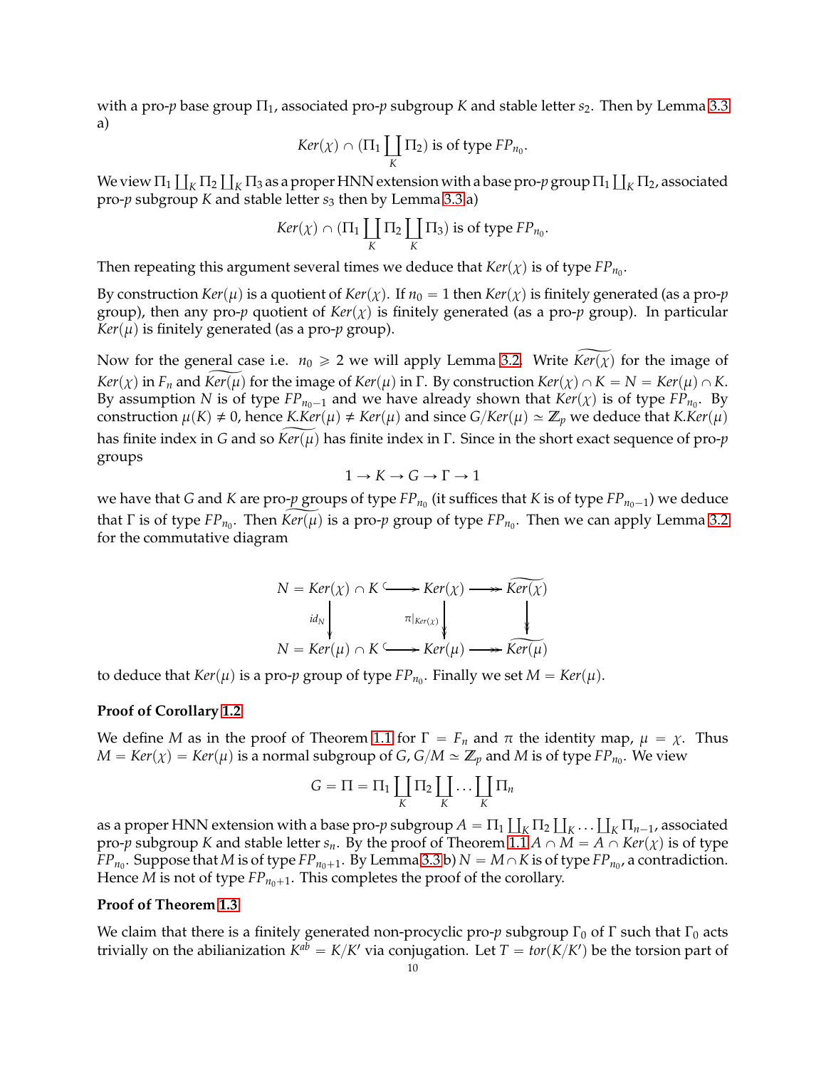with a pro-$p$ base group $\Pi_1$, associated pro-$p$ subgroup $K$ and stable letter $s_2$. Then by Lemma 3.3 a)

$$Ker(\chi) \cap (\Pi_1 \coprod_K \Pi_2) \text{ is of type } FP_{n_0}.$$

We view $\Pi_1 \coprod_K \Pi_2 \coprod_K \Pi_3$ as a proper HNN extension with a base pro-$p$ group $\Pi_1 \coprod_K \Pi_2$, associated pro-$p$ subgroup $K$ and stable letter $s_3$ then by Lemma 3.3 a)

$$Ker(\chi) \cap (\Pi_1 \coprod_K \Pi_2 \coprod_K \Pi_3) \text{ is of type } FP_{n_0}.$$

Then repeating this argument several times we deduce that $Ker(\chi)$ is of type $FP_{n_0}$.

By construction $Ker(\mu)$ is a quotient of $Ker(\chi)$. If $n_0 = 1$ then $Ker(\chi)$ is finitely generated (as a pro-$p$ group), then any pro-$p$ quotient of $Ker(\chi)$ is finitely generated (as a pro-$p$ group). In particular $Ker(\mu)$ is finitely generated (as a pro-$p$ group).

Now for the general case i.e. $n_0 \geqslant 2$ we will apply Lemma 3.2. Write $\widetilde{Ker(\chi)}$ for the image of $Ker(\chi)$ in $F_n$ and $\widetilde{Ker(\mu)}$ for the image of $Ker(\mu)$ in $\Gamma$. By construction $Ker(\chi) \cap K = N = Ker(\mu) \cap K$. By assumption $N$ is of type $FP_{n_0 - 1}$ and we have already shown that $Ker(\chi)$ is of type $FP_{n_0}$. By construction $\mu(K) \neq 0$, hence $K.Ker(\mu) \neq Ker(\mu)$ and since $G/Ker(\mu) \simeq \mathbb{Z}_p$ we deduce that $K.Ker(\mu)$ has finite index in $G$ and so $\widetilde{Ker(\mu)}$ has finite index in $\Gamma$. Since in the short exact sequence of pro-$p$ groups

$$1 \to K \to G \to \Gamma \to 1$$

we have that $G$ and $K$ are pro-$p$ groups of type $FP_{n_0}$ (it suffices that $K$ is of type $FP_{n_0-1}$) we deduce that $\Gamma$ is of type $FP_{n_0}$. Then $\widetilde{Ker(\mu)}$ is a pro-$p$ group of type $FP_{n_0}$. Then we can apply Lemma 3.2 for the commutative diagram

$$\begin{array}{ccccc}
N = Ker(\chi) \cap K & \hookrightarrow & Ker(\chi) & \twoheadrightarrow & \widetilde{Ker(\chi)} \\
\downarrow{\scriptstyle id_N} & & \downarrow{\scriptstyle \pi|_{Ker(\chi)}} & & \downarrow \\
N = Ker(\mu) \cap K & \hookrightarrow & Ker(\mu) & \twoheadrightarrow & \widetilde{Ker(\mu)}
\end{array}$$

to deduce that $Ker(\mu)$ is a pro-$p$ group of type $FP_{n_0}$. Finally we set $M = Ker(\mu)$.

**Proof of Corollary 1.2**

We define $M$ as in the proof of Theorem 1.1 for $\Gamma = F_n$ and $\pi$ the identity map, $\mu = \chi$. Thus $M = Ker(\chi) = Ker(\mu)$ is a normal subgroup of $G$, $G/M \simeq \mathbb{Z}_p$ and $M$ is of type $FP_{n_0}$. We view

$$G = \Pi = \Pi_1 \coprod_K \Pi_2 \coprod_K \ldots \coprod_K \Pi_n$$

as a proper HNN extension with a base pro-$p$ subgroup $A = \Pi_1 \coprod_K \Pi_2 \coprod_K \ldots \coprod_K \Pi_{n-1}$, associated pro-$p$ subgroup $K$ and stable letter $s_n$. By the proof of Theorem 1.1 $A \cap M = A \cap Ker(\chi)$ is of type $FP_{n_0}$. Suppose that $M$ is of type $FP_{n_0+1}$. By Lemma 3.3 b) $N = M \cap K$ is of type $FP_{n_0}$, a contradiction. Hence $M$ is not of type $FP_{n_0+1}$. This completes the proof of the corollary.

**Proof of Theorem 1.3**

We claim that there is a finitely generated non-procyclic pro-$p$ subgroup $\Gamma_0$ of $\Gamma$ such that $\Gamma_0$ acts trivially on the abilianization $K^{ab} = K/K'$ via conjugation. Let $T = tor(K/K')$ be the torsion part of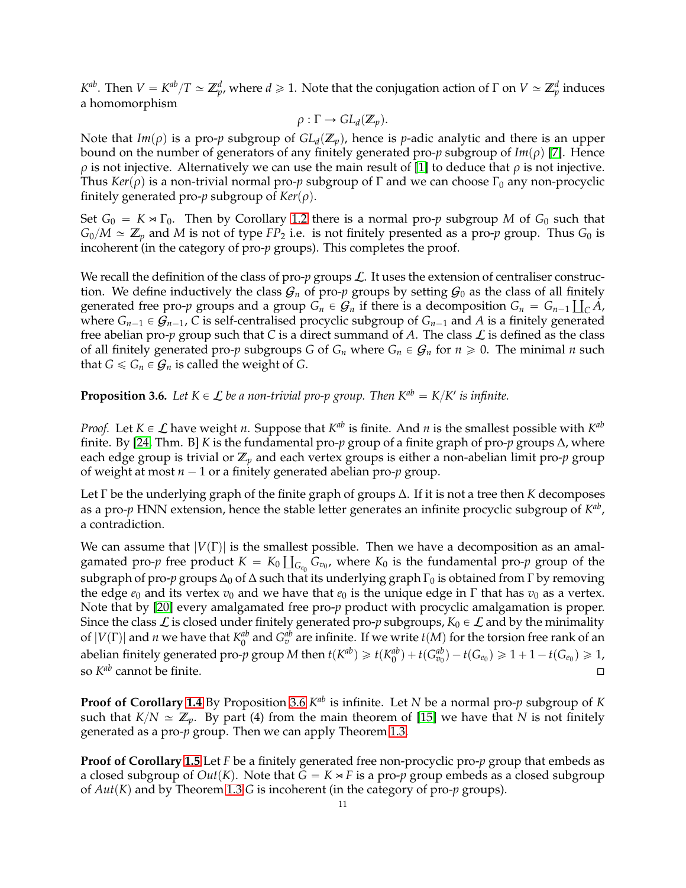$K^{ab}$. Then $V = K^{ab}/T \simeq \mathbb{Z}_p^d$, where $d \geqslant 1$. Note that the conjugation action of $\Gamma$ on $V \simeq \mathbb{Z}_p^d$ induces a homomorphism

$$\rho : \Gamma \to GL_d(\mathbb{Z}_p).$$

Note that $Im(\rho)$ is a pro-$p$ subgroup of $GL_d(\mathbb{Z}_p)$, hence is $p$-adic analytic and there is an upper bound on the number of generators of any finitely generated pro-$p$ subgroup of $Im(\rho)$ [7]. Hence $\rho$ is not injective. Alternatively we can use the main result of [1] to deduce that $\rho$ is not injective. Thus $Ker(\rho)$ is a non-trivial normal pro-$p$ subgroup of $\Gamma$ and we can choose $\Gamma_0$ any non-procyclic finitely generated pro-$p$ subgroup of $Ker(\rho)$.

Set $G_0 = K \rtimes \Gamma_0$. Then by Corollary 1.2 there is a normal pro-$p$ subgroup $M$ of $G_0$ such that $G_0/M \simeq \mathbb{Z}_p$ and $M$ is not of type $FP_2$ i.e. is not finitely presented as a pro-$p$ group. Thus $G_0$ is incoherent (in the category of pro-$p$ groups). This completes the proof.

We recall the definition of the class of pro-$p$ groups $\mathcal{L}$. It uses the extension of centraliser construction. We define inductively the class $\mathcal{G}_n$ of pro-$p$ groups by setting $\mathcal{G}_0$ as the class of all finitely generated free pro-$p$ groups and a group $G_n \in \mathcal{G}_n$ if there is a decomposition $G_n = G_{n-1} \coprod_C A$, where $G_{n-1} \in \mathcal{G}_{n-1}$, $C$ is self-centralised procyclic subgroup of $G_{n-1}$ and $A$ is a finitely generated free abelian pro-$p$ group such that $C$ is a direct summand of $A$. The class $\mathcal{L}$ is defined as the class of all finitely generated pro-$p$ subgroups $G$ of $G_n$ where $G_n \in \mathcal{G}_n$ for $n \geqslant 0$. The minimal $n$ such that $G \leqslant G_n \in \mathcal{G}_n$ is called the weight of $G$.

**Proposition 3.6.** *Let $K \in \mathcal{L}$ be a non-trivial pro-$p$ group. Then $K^{ab} = K/K'$ is infinite.*

*Proof.* Let $K \in \mathcal{L}$ have weight $n$. Suppose that $K^{ab}$ is finite. And $n$ is the smallest possible with $K^{ab}$ finite. By [24, Thm. B] $K$ is the fundamental pro-$p$ group of a finite graph of pro-$p$ groups $\Delta$, where each edge group is trivial or $\mathbb{Z}_p$ and each vertex groups is either a non-abelian limit pro-$p$ group of weight at most $n-1$ or a finitely generated abelian pro-$p$ group.

Let $\Gamma$ be the underlying graph of the finite graph of groups $\Delta$. If it is not a tree then $K$ decomposes as a pro-$p$ HNN extension, hence the stable letter generates an infinite procyclic subgroup of $K^{ab}$, a contradiction.

We can assume that $|V(\Gamma)|$ is the smallest possible. Then we have a decomposition as an amalgamated pro-$p$ free product $K = K_0 \coprod_{G_{e_0}} G_{v_0}$, where $K_0$ is the fundamental pro-$p$ group of the subgraph of pro-$p$ groups $\Delta_0$ of $\Delta$ such that its underlying graph $\Gamma_0$ is obtained from $\Gamma$ by removing the edge $e_0$ and its vertex $v_0$ and we have that $e_0$ is the unique edge in $\Gamma$ that has $v_0$ as a vertex. Note that by [20] every amalgamated free pro-$p$ product with procyclic amalgamation is proper. Since the class $\mathcal{L}$ is closed under finitely generated pro-$p$ subgroups, $K_0 \in \mathcal{L}$ and by the minimality of $|V(\Gamma)|$ and $n$ we have that $K_0^{ab}$ and $G_v^{ab}$ are infinite. If we write $t(M)$ for the torsion free rank of an abelian finitely generated pro-$p$ group $M$ then $t(K^{ab}) \geqslant t(K_0^{ab}) + t(G_{v_0}^{ab}) - t(G_{e_0}) \geqslant 1 + 1 - t(G_{e_0}) \geqslant 1$, so $K^{ab}$ cannot be finite. $\square$

**Proof of Corollary 1.4** By Proposition 3.6 $K^{ab}$ is infinite. Let $N$ be a normal pro-$p$ subgroup of $K$ such that $K/N \simeq \mathbb{Z}_p$. By part (4) from the main theorem of [15] we have that $N$ is not finitely generated as a pro-$p$ group. Then we can apply Theorem 1.3.

**Proof of Corollary 1.5** Let $F$ be a finitely generated free non-procyclic pro-$p$ group that embeds as a closed subgroup of $Out(K)$. Note that $G = K \rtimes F$ is a pro-$p$ group embeds as a closed subgroup of $Aut(K)$ and by Theorem 1.3 $G$ is incoherent (in the category of pro-$p$ groups).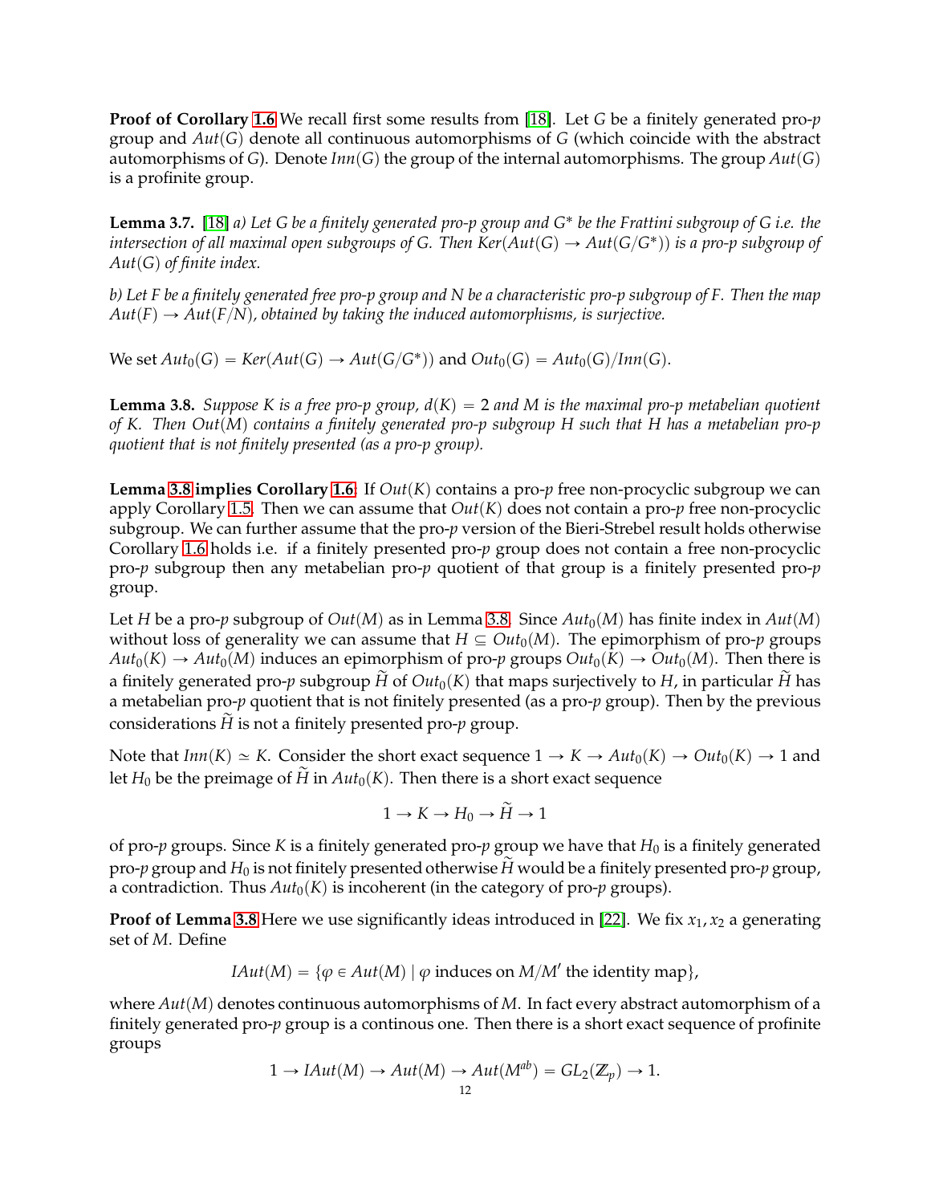**Proof of Corollary 1.6** We recall first some results from [18]. Let $G$ be a finitely generated pro-$p$ group and $Aut(G)$ denote all continuous automorphisms of $G$ (which coincide with the abstract automorphisms of $G$). Denote $Inn(G)$ the group of the internal automorphisms. The group $Aut(G)$ is a profinite group.

**Lemma 3.7.** [18] *a) Let $G$ be a finitely generated pro-$p$ group and $G^*$ be the Frattini subgroup of $G$ i.e. the intersection of all maximal open subgroups of $G$. Then $Ker(Aut(G) \to Aut(G/G^*))$ is a pro-$p$ subgroup of $Aut(G)$ of finite index.*

*b) Let $F$ be a finitely generated free pro-$p$ group and $N$ be a characteristic pro-$p$ subgroup of $F$. Then the map $Aut(F) \to Aut(F/N)$, obtained by taking the induced automorphisms, is surjective.*

We set $Aut_0(G) = Ker(Aut(G) \to Aut(G/G^*))$ and $Out_0(G) = Aut_0(G)/Inn(G)$.

**Lemma 3.8.** *Suppose $K$ is a free pro-$p$ group, $d(K) = 2$ and $M$ is the maximal pro-$p$ metabelian quotient of $K$. Then $Out(M)$ contains a finitely generated pro-$p$ subgroup $H$ such that $H$ has a metabelian pro-$p$ quotient that is not finitely presented (as a pro-$p$ group).*

**Lemma 3.8 implies Corollary 1.6**: If $Out(K)$ contains a pro-$p$ free non-procyclic subgroup we can apply Corollary 1.5. Then we can assume that $Out(K)$ does not contain a pro-$p$ free non-procyclic subgroup. We can further assume that the pro-$p$ version of the Bieri-Strebel result holds otherwise Corollary 1.6 holds i.e. if a finitely presented pro-$p$ group does not contain a free non-procyclic pro-$p$ subgroup then any metabelian pro-$p$ quotient of that group is a finitely presented pro-$p$ group.

Let $H$ be a pro-$p$ subgroup of $Out(M)$ as in Lemma 3.8. Since $Aut_0(M)$ has finite index in $Aut(M)$ without loss of generality we can assume that $H \subseteq Out_0(M)$. The epimorphism of pro-$p$ groups $Aut_0(K) \to Aut_0(M)$ induces an epimorphism of pro-$p$ groups $Out_0(K) \to Out_0(M)$. Then there is a finitely generated pro-$p$ subgroup $\widetilde{H}$ of $Out_0(K)$ that maps surjectively to $H$, in particular $\widetilde{H}$ has a metabelian pro-$p$ quotient that is not finitely presented (as a pro-$p$ group). Then by the previous considerations $\widetilde{H}$ is not a finitely presented pro-$p$ group.

Note that $Inn(K) \simeq K$. Consider the short exact sequence $1 \to K \to Aut_0(K) \to Out_0(K) \to 1$ and let $H_0$ be the preimage of $\widetilde{H}$ in $Aut_0(K)$. Then there is a short exact sequence

$$1 \to K \to H_0 \to \widetilde{H} \to 1$$

of pro-$p$ groups. Since $K$ is a finitely generated pro-$p$ group we have that $H_0$ is a finitely generated pro-$p$ group and $H_0$ is not finitely presented otherwise $\widetilde{H}$ would be a finitely presented pro-$p$ group, a contradiction. Thus $Aut_0(K)$ is incoherent (in the category of pro-$p$ groups).

**Proof of Lemma 3.8** Here we use significantly ideas introduced in [22]. We fix $x_1, x_2$ a generating set of $M$. Define

$$IAut(M) = \{\varphi \in Aut(M) \mid \varphi \text{ induces on } M/M' \text{ the identity map}\},$$

where $Aut(M)$ denotes continuous automorphisms of $M$. In fact every abstract automorphism of a finitely generated pro-$p$ group is a continous one. Then there is a short exact sequence of profinite groups

$$1 \to IAut(M) \to Aut(M) \to Aut(M^{ab}) = GL_2(\mathbb{Z}_p) \to 1.$$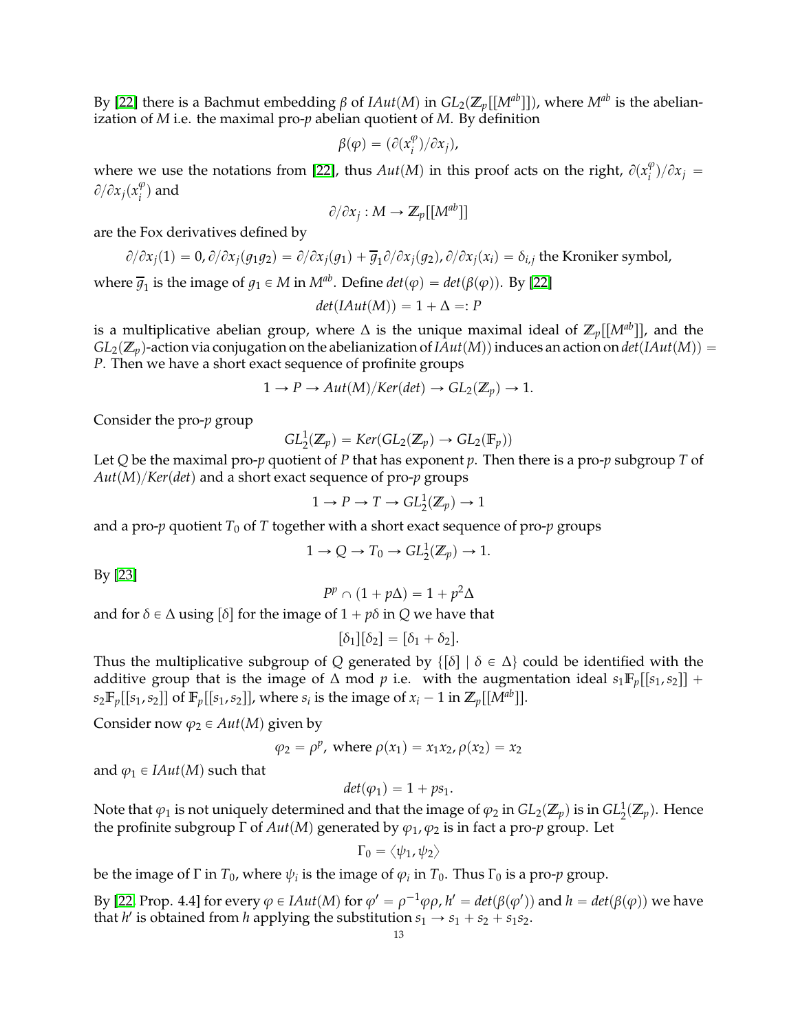By [22] there is a Bachmut embedding $\beta$ of $IAut(M)$ in $GL_2(\mathbb{Z}_p[[M^{ab}]])$, where $M^{ab}$ is the abelianization of $M$ i.e. the maximal pro-$p$ abelian quotient of $M$. By definition

$$\beta(\varphi) = (\partial(x_i^{\varphi})/\partial x_j),$$

where we use the notations from [22], thus $Aut(M)$ in this proof acts on the right, $\partial(x_i^{\varphi})/\partial x_j = \partial/\partial x_j(x_i^{\varphi})$ and

$$\partial/\partial x_j : M \to \mathbb{Z}_p[[M^{ab}]]$$

are the Fox derivatives defined by

$$\partial/\partial x_j(1) = 0, \partial/\partial x_j(g_1 g_2) = \partial/\partial x_j(g_1) + \overline{g}_1 \partial/\partial x_j(g_2), \partial/\partial x_j(x_i) = \delta_{i,j} \text{ the Kroniker symbol,}$$

where $\overline{g}_1$ is the image of $g_1 \in M$ in $M^{ab}$. Define $det(\varphi) = det(\beta(\varphi))$. By [22]

$$det(IAut(M)) = 1 + \Delta =: P$$

is a multiplicative abelian group, where $\Delta$ is the unique maximal ideal of $\mathbb{Z}_p[[M^{ab}]]$, and the $GL_2(\mathbb{Z}_p)$-action via conjugation on the abelianization of $IAut(M))$ induces an action on $det(IAut(M)) = P$. Then we have a short exact sequence of profinite groups

$$1 \to P \to Aut(M)/Ker(det) \to GL_2(\mathbb{Z}_p) \to 1.$$

Consider the pro-$p$ group

$$GL_2^1(\mathbb{Z}_p) = Ker(GL_2(\mathbb{Z}_p) \to GL_2(\mathbb{F}_p))$$

Let $Q$ be the maximal pro-$p$ quotient of $P$ that has exponent $p$. Then there is a pro-$p$ subgroup $T$ of $Aut(M)/Ker(det)$ and a short exact sequence of pro-$p$ groups

$$1 \to P \to T \to GL_2^1(\mathbb{Z}_p) \to 1$$

and a pro-$p$ quotient $T_0$ of $T$ together with a short exact sequence of pro-$p$ groups

$$1 \to Q \to T_0 \to GL_2^1(\mathbb{Z}_p) \to 1.$$

By [23]

$$P^p \cap (1 + p\Delta) = 1 + p^2\Delta$$

and for $\delta \in \Delta$ using $[\delta]$ for the image of $1 + p\delta$ in $Q$ we have that

$$[\delta_1][\delta_2] = [\delta_1 + \delta_2].$$

Thus the multiplicative subgroup of $Q$ generated by $\{[\delta] \mid \delta \in \Delta\}$ could be identified with the additive group that is the image of $\Delta$ mod $p$ i.e. with the augmentation ideal $s_1\mathbb{F}_p[[s_1, s_2]] + s_2\mathbb{F}_p[[s_1, s_2]]$ of $\mathbb{F}_p[[s_1, s_2]]$, where $s_i$ is the image of $x_i - 1$ in $\mathbb{Z}_p[[M^{ab}]]$.

Consider now $\varphi_2 \in Aut(M)$ given by

$$\varphi_2 = \rho^p, \text{ where } \rho(x_1) = x_1 x_2, \rho(x_2) = x_2$$

and $\varphi_1 \in IAut(M)$ such that

$$det(\varphi_1) = 1 + ps_1.$$

Note that $\varphi_1$ is not uniquely determined and that the image of $\varphi_2$ in $GL_2(\mathbb{Z}_p)$ is in $GL_2^1(\mathbb{Z}_p)$. Hence the profinite subgroup $\Gamma$ of $Aut(M)$ generated by $\varphi_1, \varphi_2$ is in fact a pro-$p$ group. Let

$$\Gamma_0 = \langle \psi_1, \psi_2 \rangle$$

be the image of $\Gamma$ in $T_0$, where $\psi_i$ is the image of $\varphi_i$ in $T_0$. Thus $\Gamma_0$ is a pro-$p$ group.

By [22, Prop. 4.4] for every $\varphi \in IAut(M)$ for $\varphi' = \rho^{-1}\varphi\rho$, $h' = det(\beta(\varphi'))$ and $h = det(\beta(\varphi))$ we have that $h'$ is obtained from $h$ applying the substitution $s_1 \to s_1 + s_2 + s_1 s_2$.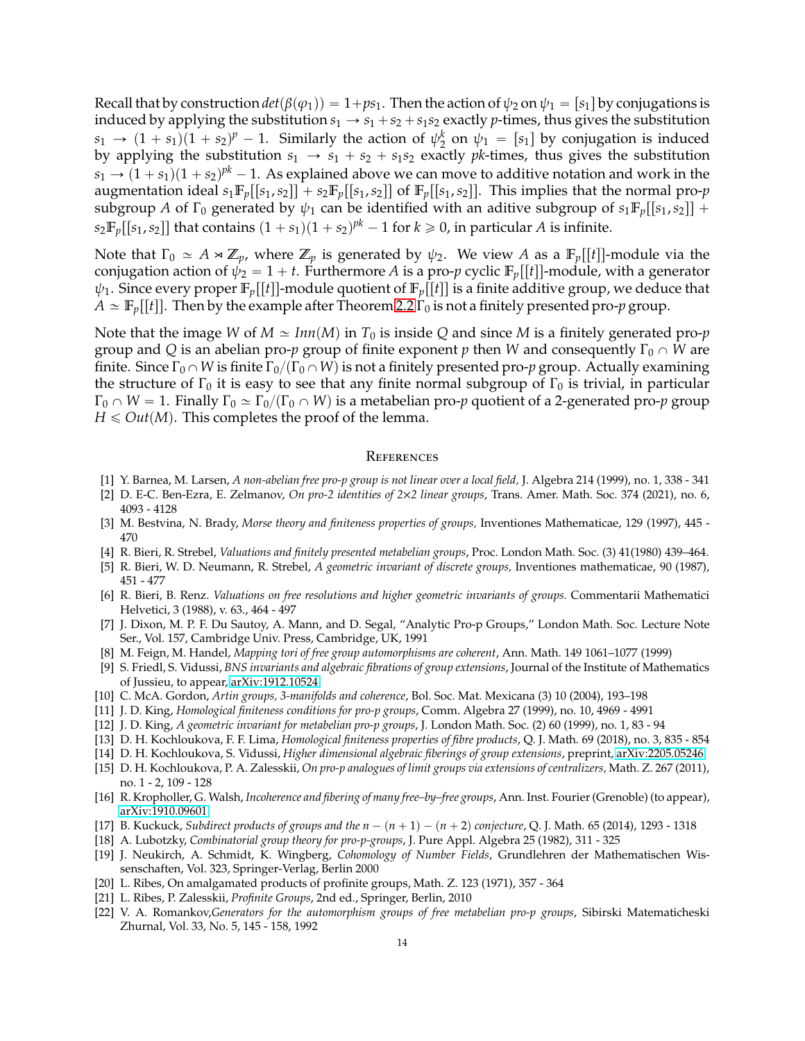Recall that by construction $det(\beta(\varphi_1)) = 1+ps_1$. Then the action of $\psi_2$ on $\psi_1 = [s_1]$ by conjugations is induced by applying the substitution $s_1 \to s_1 + s_2 + s_1 s_2$ exactly $p$-times, thus gives the substitution $s_1 \to (1+s_1)(1+s_2)^p - 1$. Similarly the action of $\psi_2^k$ on $\psi_1 = [s_1]$ by conjugation is induced by applying the substitution $s_1 \to s_1 + s_2 + s_1 s_2$ exactly $pk$-times, thus gives the substitution $s_1 \to (1+s_1)(1+s_2)^{pk} - 1$. As explained above we can move to additive notation and work in the augmentation ideal $s_1 \mathbb{F}_p[[s_1, s_2]] + s_2 \mathbb{F}_p[[s_1, s_2]]$ of $\mathbb{F}_p[[s_1, s_2]]$. This implies that the normal pro-$p$ subgroup $A$ of $\Gamma_0$ generated by $\psi_1$ can be identified with an aditive subgroup of $s_1 \mathbb{F}_p[[s_1, s_2]] + s_2 \mathbb{F}_p[[s_1, s_2]]$ that contains $(1+s_1)(1+s_2)^{pk} - 1$ for $k \geqslant 0$, in particular $A$ is infinite.

Note that $\Gamma_0 \simeq A \rtimes \mathbb{Z}_p$, where $\mathbb{Z}_p$ is generated by $\psi_2$. We view $A$ as a $\mathbb{F}_p[[t]]$-module via the conjugation action of $\psi_2 = 1 + t$. Furthermore $A$ is a pro-$p$ cyclic $\mathbb{F}_p[[t]]$-module, with a generator $\psi_1$. Since every proper $\mathbb{F}_p[[t]]$-module quotient of $\mathbb{F}_p[[t]]$ is a finite additive group, we deduce that $A \simeq \mathbb{F}_p[[t]]$. Then by the example after Theorem 2.2 $\Gamma_0$ is not a finitely presented pro-$p$ group.

Note that the image $W$ of $M \simeq Inn(M)$ in $T_0$ is inside $Q$ and since $M$ is a finitely generated pro-$p$ group and $Q$ is an abelian pro-$p$ group of finite exponent $p$ then $W$ and consequently $\Gamma_0 \cap W$ are finite. Since $\Gamma_0 \cap W$ is finite $\Gamma_0 / (\Gamma_0 \cap W)$ is not a finitely presented pro-$p$ group. Actually examining the structure of $\Gamma_0$ it is easy to see that any finite normal subgroup of $\Gamma_0$ is trivial, in particular $\Gamma_0 \cap W = 1$. Finally $\Gamma_0 \simeq \Gamma_0 / (\Gamma_0 \cap W)$ is a metabelian pro-$p$ quotient of a 2-generated pro-$p$ group $H \leqslant Out(M)$. This completes the proof of the lemma.

## References

[1] Y. Barnea, M. Larsen, *A non-abelian free pro-p group is not linear over a local field*, J. Algebra 214 (1999), no. 1, 338 - 341

[2] D. E-C. Ben-Ezra, E. Zelmanov, *On pro-2 identities of 2×2 linear groups*, Trans. Amer. Math. Soc. 374 (2021), no. 6, 4093 - 4128

[3] M. Bestvina, N. Brady, *Morse theory and finiteness properties of groups*, Inventiones Mathematicae, 129 (1997), 445 - 470

[4] R. Bieri, R. Strebel, *Valuations and finitely presented metabelian groups*, Proc. London Math. Soc. (3) 41(1980) 439–464.

[5] R. Bieri, W. D. Neumann, R. Strebel, *A geometric invariant of discrete groups*, Inventiones mathematicae, 90 (1987), 451 - 477

[6] R. Bieri, B. Renz. *Valuations on free resolutions and higher geometric invariants of groups.* Commentarii Mathematici Helvetici, 3 (1988), v. 63., 464 - 497

[7] J. Dixon, M. P. F. Du Sautoy, A. Mann, and D. Segal, "Analytic Pro-p Groups," London Math. Soc. Lecture Note Ser., Vol. 157, Cambridge Univ. Press, Cambridge, UK, 1991

[8] M. Feign, M. Handel, *Mapping tori of free group automorphisms are coherent*, Ann. Math. 149 1061–1077 (1999)

[9] S. Friedl, S. Vidussi, *BNS invariants and algebraic fibrations of group extensions*, Journal of the Institute of Mathematics of Jussieu, to appear, arXiv:1912.10524

[10] C. McA. Gordon, *Artin groups, 3-manifolds and coherence*, Bol. Soc. Mat. Mexicana (3) 10 (2004), 193–198

[11] J. D. King, *Homological finiteness conditions for pro-p groups*, Comm. Algebra 27 (1999), no. 10, 4969 - 4991

[12] J. D. King, *A geometric invariant for metabelian pro-p groups*, J. London Math. Soc. (2) 60 (1999), no. 1, 83 - 94

[13] D. H. Kochloukova, F. F. Lima, *Homological finiteness properties of fibre products*, Q. J. Math. 69 (2018), no. 3, 835 - 854

[14] D. H. Kochloukova, S. Vidussi, *Higher dimensional algebraic fiberings of group extensions*, preprint, arXiv:2205.05246

[15] D. H. Kochloukova, P. A. Zalesskii, *On pro-p analogues of limit groups via extensions of centralizers*, Math. Z. 267 (2011), no. 1 - 2, 109 - 128

[16] R. Kropholler, G. Walsh, *Incoherence and fibering of many free–by–free groups*, Ann. Inst. Fourier (Grenoble) (to appear), arXiv:1910.09601

[17] B. Kuckuck, *Subdirect products of groups and the $n-(n+1)-(n+2)$ conjecture*, Q. J. Math. 65 (2014), 1293 - 1318

[18] A. Lubotzky, *Combinatorial group theory for pro-p-groups*, J. Pure Appl. Algebra 25 (1982), 311 - 325

[19] J. Neukirch, A. Schmidt, K. Wingberg, *Cohomology of Number Fields*, Grundlehren der Mathematischen Wissenschaften, Vol. 323, Springer-Verlag, Berlin 2000

[20] L. Ribes, On amalgamated products of profinite groups, Math. Z. 123 (1971), 357 - 364

[21] L. Ribes, P. Zalesskii, *Profinite Groups*, 2nd ed., Springer, Berlin, 2010

[22] V. A. Romankov, *Generators for the automorphism groups of free metabelian pro-p groups*, Sibirski Matematicheski Zhurnal, Vol. 33, No. 5, 145 - 158, 1992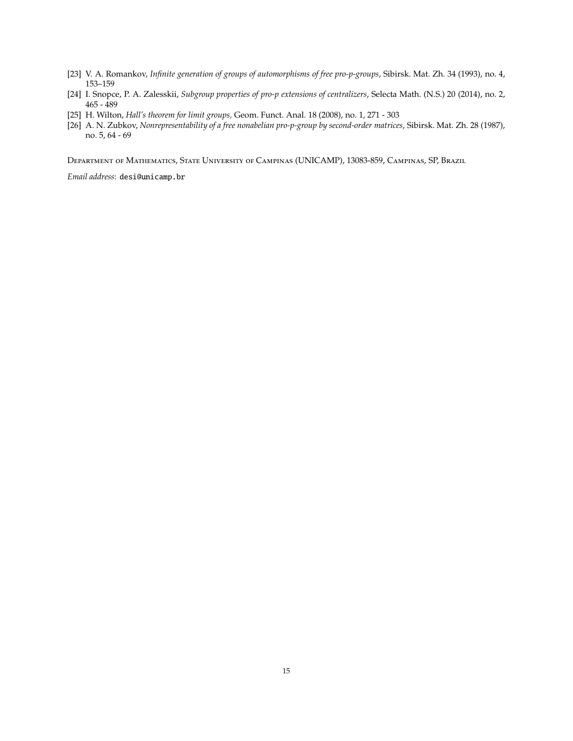[23] V. A. Romankov, *Infinite generation of groups of automorphisms of free pro-p-groups*, Sibirsk. Mat. Zh. 34 (1993), no. 4, 153–159

[24] I. Snopce, P. A. Zalesskii, *Subgroup properties of pro-p extensions of centralizers*, Selecta Math. (N.S.) 20 (2014), no. 2, 465 - 489

[25] H. Wilton, *Hall's theorem for limit groups,* Geom. Funct. Anal. 18 (2008), no. 1, 271 - 303

[26] A. N. Zubkov, *Nonrepresentability of a free nonabelian pro-p-group by second-order matrices*, Sibirsk. Mat. Zh. 28 (1987), no. 5, 64 - 69

Department of Mathematics, State University of Campinas (UNICAMP), 13083-859, Campinas, SP, Brazil

*Email address*: desi@unicamp.br